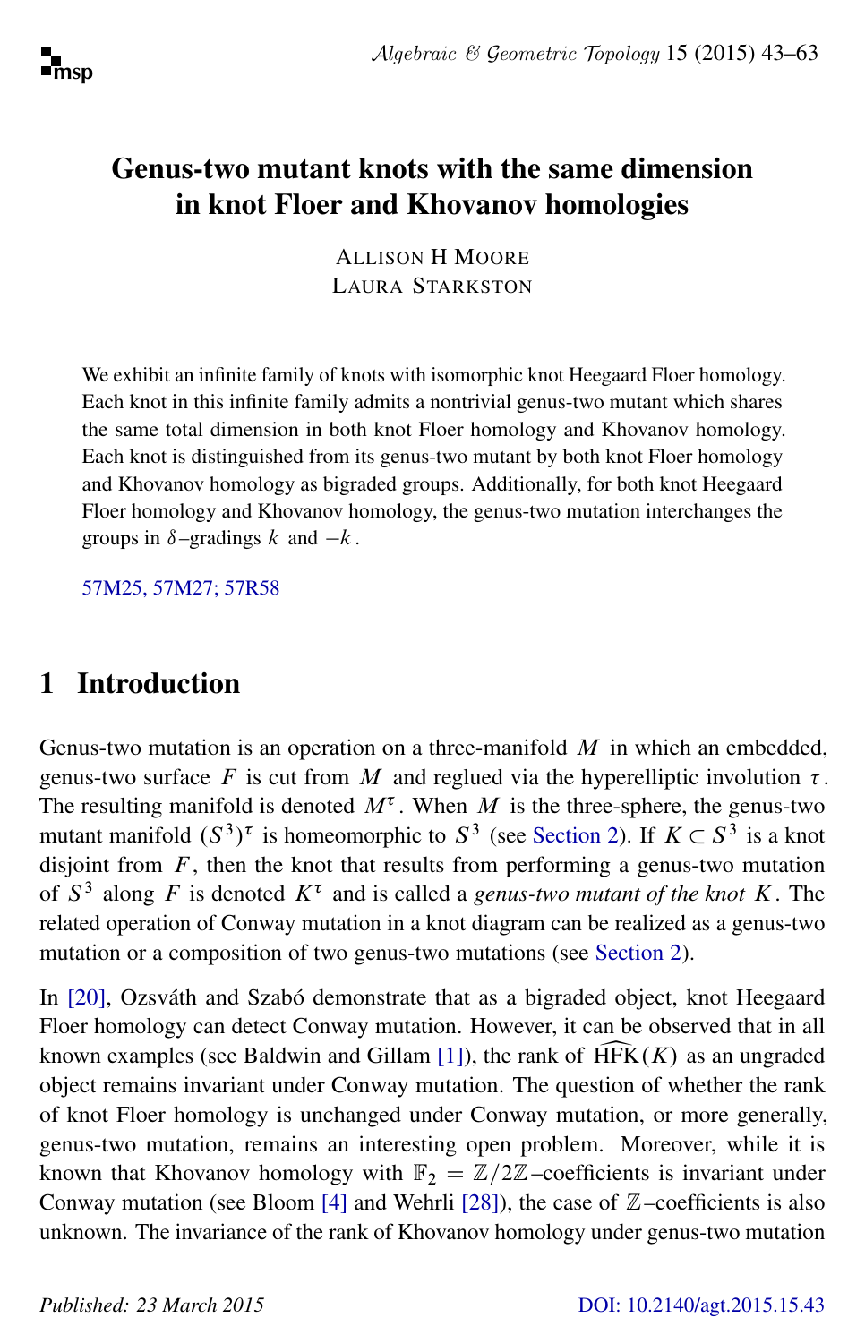# Genus-two mutant knots with the same dimension in knot Floer and Khovanov homologies

ALLISON H MOORE
LAURA STARKSTON

We exhibit an infinite family of knots with isomorphic knot Heegaard Floer homology. Each knot in this infinite family admits a nontrivial genus-two mutant which shares the same total dimension in both knot Floer homology and Khovanov homology. Each knot is distinguished from its genus-two mutant by both knot Floer homology and Khovanov homology as bigraded groups. Additionally, for both knot Heegaard Floer homology and Khovanov homology, the genus-two mutation interchanges the groups in $\delta$–gradings $k$ and $-k$.

57M25, 57M27; 57R58

## 1 Introduction

Genus-two mutation is an operation on a three-manifold $M$ in which an embedded, genus-two surface $F$ is cut from $M$ and reglued via the hyperelliptic involution $\tau$. The resulting manifold is denoted $M^\tau$. When $M$ is the three-sphere, the genus-two mutant manifold $(S^3)^\tau$ is homeomorphic to $S^3$ (see Section 2). If $K \subset S^3$ is a knot disjoint from $F$, then the knot that results from performing a genus-two mutation of $S^3$ along $F$ is denoted $K^\tau$ and is called a *genus-two mutant of the knot* $K$. The related operation of Conway mutation in a knot diagram can be realized as a genus-two mutation or a composition of two genus-two mutations (see Section 2).

In [20], Ozsváth and Szabó demonstrate that as a bigraded object, knot Heegaard Floer homology can detect Conway mutation. However, it can be observed that in all known examples (see Baldwin and Gillam [1]), the rank of $\widehat{\mathrm{HFK}}(K)$ as an ungraded object remains invariant under Conway mutation. The question of whether the rank of knot Floer homology is unchanged under Conway mutation, or more generally, genus-two mutation, remains an interesting open problem. Moreover, while it is known that Khovanov homology with $\mathbb{F}_2 = \mathbb{Z}/2\mathbb{Z}$–coefficients is invariant under Conway mutation (see Bloom [4] and Wehrli [28]), the case of $\mathbb{Z}$–coefficients is also unknown. The invariance of the rank of Khovanov homology under genus-two mutation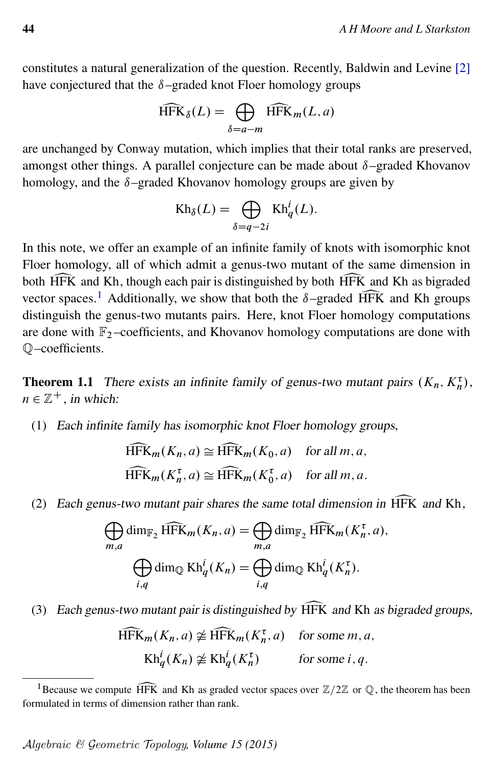constitutes a natural generalization of the question. Recently, Baldwin and Levine [2] have conjectured that the $\delta$–graded knot Floer homology groups

$$\widehat{\mathrm{HFK}}_\delta(L) = \bigoplus_{\delta=a-m} \widehat{\mathrm{HFK}}_m(L,a)$$

are unchanged by Conway mutation, which implies that their total ranks are preserved, amongst other things. A parallel conjecture can be made about $\delta$–graded Khovanov homology, and the $\delta$–graded Khovanov homology groups are given by

$$\mathrm{Kh}_\delta(L) = \bigoplus_{\delta=q-2i} \mathrm{Kh}^i_q(L).$$

In this note, we offer an example of an infinite family of knots with isomorphic knot Floer homology, all of which admit a genus-two mutant of the same dimension in both $\widehat{\mathrm{HFK}}$ and Kh, though each pair is distinguished by both $\widehat{\mathrm{HFK}}$ and Kh as bigraded vector spaces.[1] Additionally, we show that both the $\delta$–graded $\widehat{\mathrm{HFK}}$ and Kh groups distinguish the genus-two mutants pairs. Here, knot Floer homology computations are done with $\mathbb{F}_2$–coefficients, and Khovanov homology computations are done with $\mathbb{Q}$–coefficients.

**Theorem 1.1** *There exists an infinite family of genus-two mutant pairs $(K_n, K_n^\tau)$, $n \in \mathbb{Z}^+$, in which:*

(1) *Each infinite family has isomorphic knot Floer homology groups,*

$$\widehat{\mathrm{HFK}}_m(K_n,a) \cong \widehat{\mathrm{HFK}}_m(K_0,a) \quad \text{for all } m,a,$$
$$\widehat{\mathrm{HFK}}_m(K_n^\tau,a) \cong \widehat{\mathrm{HFK}}_m(K_0^\tau,a) \quad \text{for all } m,a.$$

(2) *Each genus-two mutant pair shares the same total dimension in $\widehat{\mathrm{HFK}}$ and Kh,*

$$\bigoplus_{m,a} \dim_{\mathbb{F}_2} \widehat{\mathrm{HFK}}_m(K_n,a) = \bigoplus_{m,a} \dim_{\mathbb{F}_2} \widehat{\mathrm{HFK}}_m(K_n^\tau,a),$$
$$\bigoplus_{i,q} \dim_{\mathbb{Q}} \mathrm{Kh}^i_q(K_n) = \bigoplus_{i,q} \dim_{\mathbb{Q}} \mathrm{Kh}^i_q(K_n^\tau).$$

(3) *Each genus-two mutant pair is distinguished by $\widehat{\mathrm{HFK}}$ and Kh as bigraded groups,*

$$\widehat{\mathrm{HFK}}_m(K_n,a) \ncong \widehat{\mathrm{HFK}}_m(K_n^\tau,a) \quad \text{for some } m,a,$$
$$\mathrm{Kh}^i_q(K_n) \ncong \mathrm{Kh}^i_q(K_n^\tau) \qquad \text{for some } i,q.$$

[1] Because we compute $\widehat{\mathrm{HFK}}$ and Kh as graded vector spaces over $\mathbb{Z}/2\mathbb{Z}$ or $\mathbb{Q}$, the theorem has been formulated in terms of dimension rather than rank.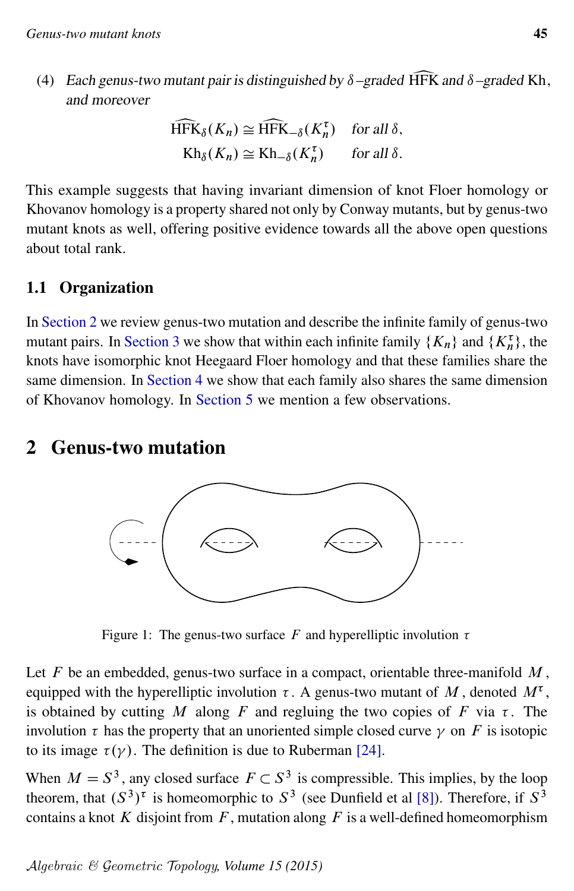(4) *Each genus-two mutant pair is distinguished by $\delta$–graded $\widehat{\mathrm{HFK}}$ and $\delta$–graded $\mathrm{Kh}$, and moreover*

$$\widehat{\mathrm{HFK}}_\delta(K_n) \cong \widehat{\mathrm{HFK}}_{-\delta}(K_n^\tau) \quad \textit{for all } \delta,$$
$$\mathrm{Kh}_\delta(K_n) \cong \mathrm{Kh}_{-\delta}(K_n^\tau) \quad \textit{for all } \delta.$$

This example suggests that having invariant dimension of knot Floer homology or Khovanov homology is a property shared not only by Conway mutants, but by genus-two mutant knots as well, offering positive evidence towards all the above open questions about total rank.

### 1.1 Organization

In Section 2 we review genus-two mutation and describe the infinite family of genus-two mutant pairs. In Section 3 we show that within each infinite family $\{K_n\}$ and $\{K_n^\tau\}$, the knots have isomorphic knot Heegaard Floer homology and that these families share the same dimension. In Section 4 we show that each family also shares the same dimension of Khovanov homology. In Section 5 we mention a few observations.

## 2 Genus-two mutation

Figure 1: The genus-two surface $F$ and hyperelliptic involution $\tau$

Let $F$ be an embedded, genus-two surface in a compact, orientable three-manifold $M$, equipped with the hyperelliptic involution $\tau$. A genus-two mutant of $M$, denoted $M^\tau$, is obtained by cutting $M$ along $F$ and regluing the two copies of $F$ via $\tau$. The involution $\tau$ has the property that an unoriented simple closed curve $\gamma$ on $F$ is isotopic to its image $\tau(\gamma)$. The definition is due to Ruberman [24].

When $M = S^3$, any closed surface $F \subset S^3$ is compressible. This implies, by the loop theorem, that $(S^3)^\tau$ is homeomorphic to $S^3$ (see Dunfield et al [8]). Therefore, if $S^3$ contains a knot $K$ disjoint from $F$, mutation along $F$ is a well-defined homeomorphism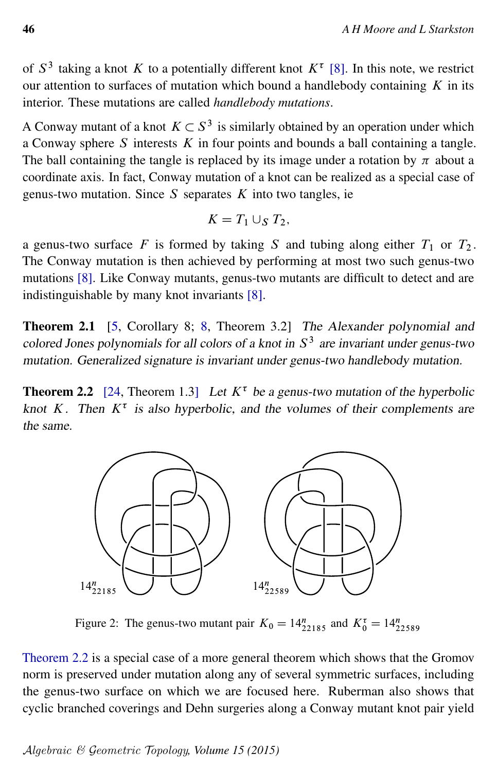of $S^3$ taking a knot $K$ to a potentially different knot $K^\tau$ [8]. In this note, we restrict our attention to surfaces of mutation which bound a handlebody containing $K$ in its interior. These mutations are called *handlebody mutations*.

A Conway mutant of a knot $K \subset S^3$ is similarly obtained by an operation under which a Conway sphere $S$ interests $K$ in four points and bounds a ball containing a tangle. The ball containing the tangle is replaced by its image under a rotation by $\pi$ about a coordinate axis. In fact, Conway mutation of a knot can be realized as a special case of genus-two mutation. Since $S$ separates $K$ into two tangles, ie

$$K = T_1 \cup_S T_2,$$

a genus-two surface $F$ is formed by taking $S$ and tubing along either $T_1$ or $T_2$. The Conway mutation is then achieved by performing at most two such genus-two mutations [8]. Like Conway mutants, genus-two mutants are difficult to detect and are indistinguishable by many knot invariants [8].

**Theorem 2.1** [5, Corollary 8; 8, Theorem 3.2] *The Alexander polynomial and colored Jones polynomials for all colors of a knot in $S^3$ are invariant under genus-two mutation. Generalized signature is invariant under genus-two handlebody mutation.*

**Theorem 2.2** [24, Theorem 1.3] *Let $K^\tau$ be a genus-two mutation of the hyperbolic knot $K$. Then $K^\tau$ is also hyperbolic, and the volumes of their complements are the same.*

$14^n_{22185}$ $14^n_{22589}$

Figure 2: The genus-two mutant pair $K_0 = 14^n_{22185}$ and $K_0^\tau = 14^n_{22589}$

Theorem 2.2 is a special case of a more general theorem which shows that the Gromov norm is preserved under mutation along any of several symmetric surfaces, including the genus-two surface on which we are focused here. Ruberman also shows that cyclic branched coverings and Dehn surgeries along a Conway mutant knot pair yield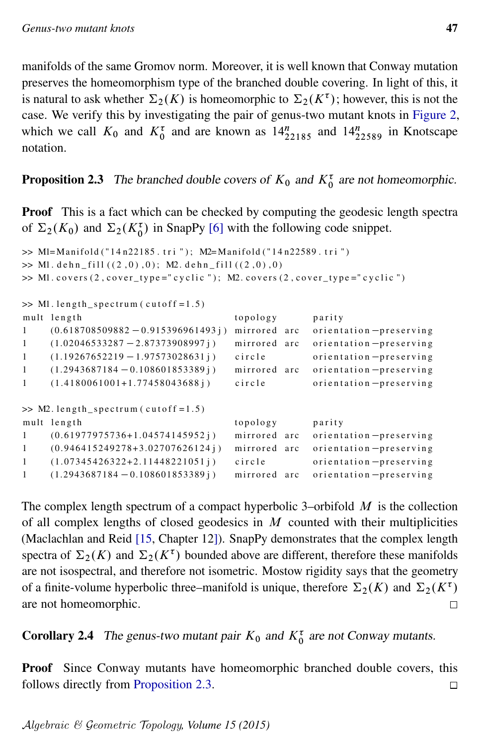manifolds of the same Gromov norm. Moreover, it is well known that Conway mutation preserves the homeomorphism type of the branched double covering. In light of this, it is natural to ask whether $\Sigma_2(K)$ is homeomorphic to $\Sigma_2(K^\tau)$; however, this is not the case. We verify this by investigating the pair of genus-two mutant knots in Figure 2, which we call $K_0$ and $K_0^\tau$ and are known as $14^n_{22185}$ and $14^n_{22589}$ in Knotscape notation.

**Proposition 2.3** *The branched double covers of $K_0$ and $K_0^\tau$ are not homeomorphic.*

**Proof** This is a fact which can be checked by computing the geodesic length spectra of $\Sigma_2(K_0)$ and $\Sigma_2(K_0^\tau)$ in SnapPy [6] with the following code snippet.

```
>> M1=Manifold("14n22185.tri"); M2=Manifold("14n22589.tri")
>> M1.dehn_fill((2,0),0); M2.dehn_fill((2,0),0)
>> M1.covers(2,cover_type="cyclic"); M2.covers(2,cover_type="cyclic")

>> M1.length_spectrum(cutoff=1.5)
mult  length                                  topology      parity
1     (0.618708509882-0.915396961493j)        mirrored arc  orientation-preserving
1     (1.02046533287-2.87373908997j)          mirrored arc  orientation-preserving
1     (1.19267652219-1.97573028631j)          circle        orientation-preserving
1     (1.2943687184-0.108601853389j)          mirrored arc  orientation-preserving
1     (1.4180061001+1.77458043688j)           circle        orientation-preserving

>> M2.length_spectrum(cutoff=1.5)
mult  length                                  topology      parity
1     (0.61977975736+1.04574145952j)          mirrored arc  orientation-preserving
1     (0.946415249278+3.02707626124j)         mirrored arc  orientation-preserving
1     (1.07345426322+2.11448221051j)          circle        orientation-preserving
1     (1.2943687184-0.108601853389j)          mirrored arc  orientation-preserving
```

The complex length spectrum of a compact hyperbolic 3–orbifold $M$ is the collection of all complex lengths of closed geodesics in $M$ counted with their multiplicities (Maclachlan and Reid [15, Chapter 12]). SnapPy demonstrates that the complex length spectra of $\Sigma_2(K)$ and $\Sigma_2(K^\tau)$ bounded above are different, therefore these manifolds are not isospectral, and therefore not isometric. Mostow rigidity says that the geometry of a finite-volume hyperbolic three–manifold is unique, therefore $\Sigma_2(K)$ and $\Sigma_2(K^\tau)$ are not homeomorphic. □

**Corollary 2.4** *The genus-two mutant pair $K_0$ and $K_0^\tau$ are not Conway mutants.*

**Proof** Since Conway mutants have homeomorphic branched double covers, this follows directly from Proposition 2.3. □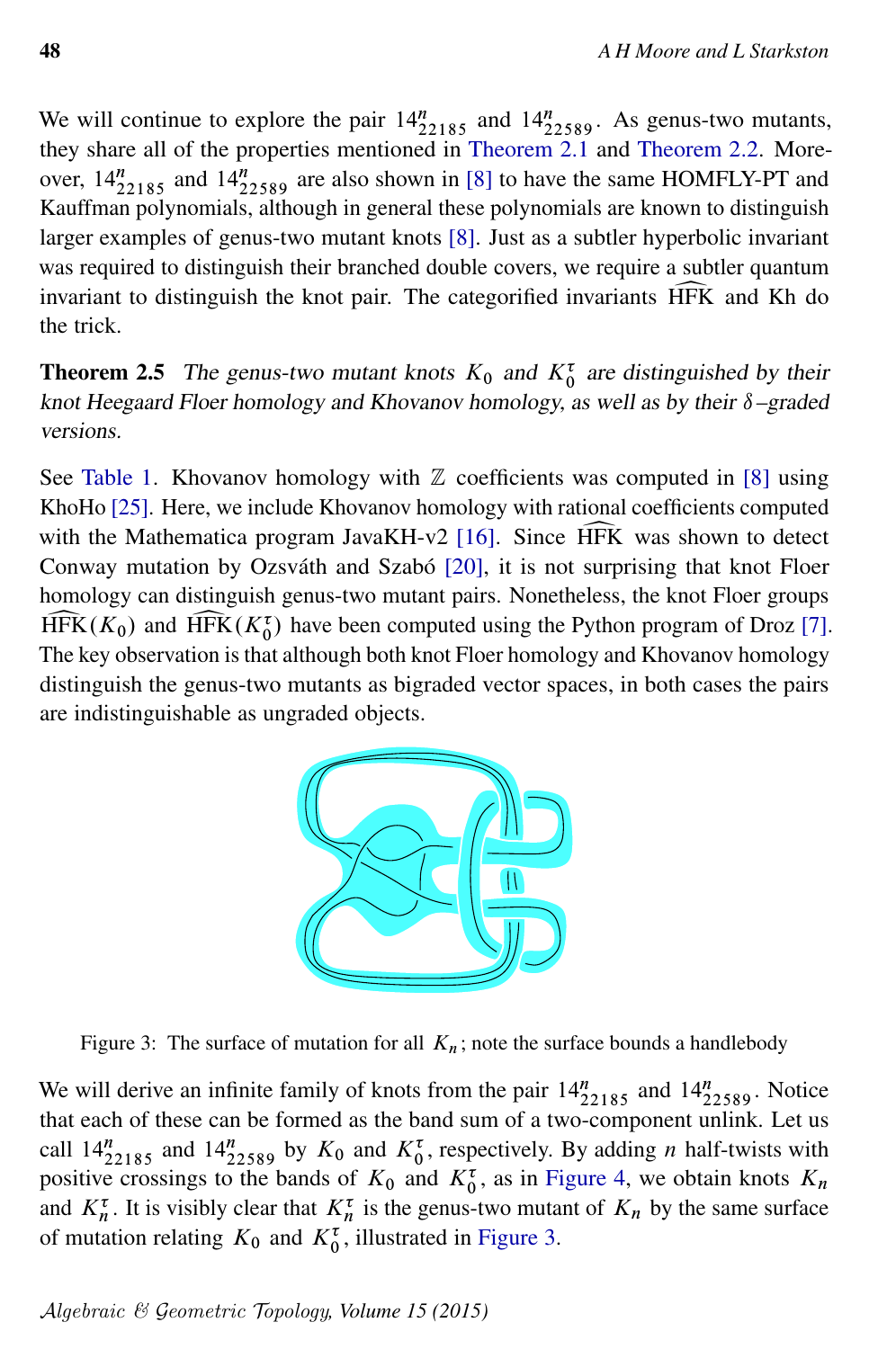We will continue to explore the pair $14^n_{22185}$ and $14^n_{22589}$. As genus-two mutants, they share all of the properties mentioned in Theorem 2.1 and Theorem 2.2. Moreover, $14^n_{22185}$ and $14^n_{22589}$ are also shown in [8] to have the same HOMFLY-PT and Kauffman polynomials, although in general these polynomials are known to distinguish larger examples of genus-two mutant knots [8]. Just as a subtler hyperbolic invariant was required to distinguish their branched double covers, we require a subtler quantum invariant to distinguish the knot pair. The categorified invariants $\widehat{\mathrm{HFK}}$ and Kh do the trick.

**Theorem 2.5** *The genus-two mutant knots $K_0$ and $K_0^\tau$ are distinguished by their knot Heegaard Floer homology and Khovanov homology, as well as by their $\delta$–graded versions.*

See Table 1. Khovanov homology with $\mathbb{Z}$ coefficients was computed in [8] using KhoHo [25]. Here, we include Khovanov homology with rational coefficients computed with the Mathematica program JavaKH-v2 [16]. Since $\widehat{\mathrm{HFK}}$ was shown to detect Conway mutation by Ozsváth and Szabó [20], it is not surprising that knot Floer homology can distinguish genus-two mutant pairs. Nonetheless, the knot Floer groups $\widehat{\mathrm{HFK}}(K_0)$ and $\widehat{\mathrm{HFK}}(K_0^\tau)$ have been computed using the Python program of Droz [7]. The key observation is that although both knot Floer homology and Khovanov homology distinguish the genus-two mutants as bigraded vector spaces, in both cases the pairs are indistinguishable as ungraded objects.

Figure 3: The surface of mutation for all $K_n$; note the surface bounds a handlebody

We will derive an infinite family of knots from the pair $14^n_{22185}$ and $14^n_{22589}$. Notice that each of these can be formed as the band sum of a two-component unlink. Let us call $14^n_{22185}$ and $14^n_{22589}$ by $K_0$ and $K_0^\tau$, respectively. By adding $n$ half-twists with positive crossings to the bands of $K_0$ and $K_0^\tau$, as in Figure 4, we obtain knots $K_n$ and $K_n^\tau$. It is visibly clear that $K_n^\tau$ is the genus-two mutant of $K_n$ by the same surface of mutation relating $K_0$ and $K_0^\tau$, illustrated in Figure 3.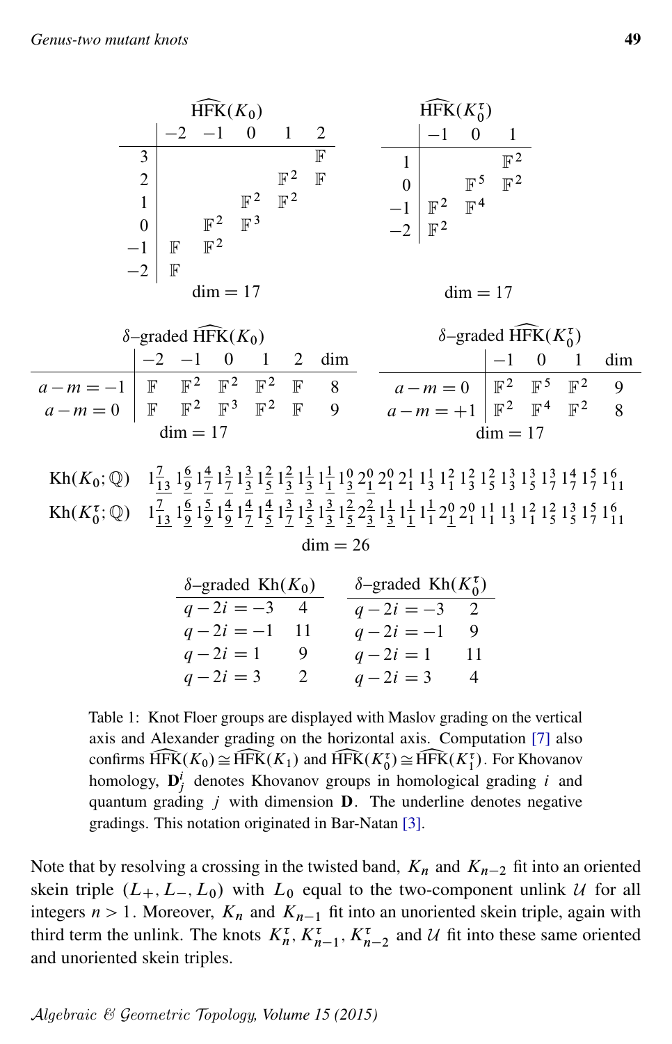**$\widehat{\mathrm{HFK}}(K_0)$**

| | −2 | −1 | 0 | 1 | 2 |
|---|---|---|---|---|---|
| 3 | | | | | $\mathbb{F}$ |
| 2 | | | | $\mathbb{F}^2$ | $\mathbb{F}$ |
| 1 | | | $\mathbb{F}^2$ | $\mathbb{F}^2$ | |
| 0 | | $\mathbb{F}^2$ | $\mathbb{F}^3$ | | |
| −1 | $\mathbb{F}$ | $\mathbb{F}^2$ | | | |
| −2 | $\mathbb{F}$ | | | | |

dim = 17

**$\widehat{\mathrm{HFK}}(K_0^\tau)$**

| | −1 | 0 | 1 |
|---|---|---|---|
| 1 | | | $\mathbb{F}^2$ |
| 0 | | $\mathbb{F}^5$ | $\mathbb{F}^2$ |
| −1 | $\mathbb{F}^2$ | $\mathbb{F}^4$ | |
| −2 | $\mathbb{F}^2$ | | |

dim = 17

**$\delta$–graded $\widehat{\mathrm{HFK}}(K_0)$**

| | −2 | −1 | 0 | 1 | 2 | dim |
|---|---|---|---|---|---|---|
| $a-m=-1$ | $\mathbb{F}$ | $\mathbb{F}^2$ | $\mathbb{F}^2$ | $\mathbb{F}^2$ | $\mathbb{F}$ | 8 |
| $a-m=0$ | $\mathbb{F}$ | $\mathbb{F}^2$ | $\mathbb{F}^3$ | $\mathbb{F}^2$ | $\mathbb{F}$ | 9 |

dim = 17

**$\delta$–graded $\widehat{\mathrm{HFK}}(K_0^\tau)$**

| | −1 | 0 | 1 | dim |
|---|---|---|---|---|
| $a-m=0$ | $\mathbb{F}^2$ | $\mathbb{F}^5$ | $\mathbb{F}^2$ | 9 |
| $a-m=+1$ | $\mathbb{F}^2$ | $\mathbb{F}^4$ | $\mathbb{F}^2$ | 8 |

dim = 17

$\mathrm{Kh}(K_0;\mathbb{Q})$ $\quad 1^{\underline{7}}_{\underline{13}}\, 1^{\underline{6}}_{\underline{9}}\, 1^{\underline{4}}_{\underline{7}}\, 1^{\underline{3}}_{\underline{7}}\, 1^{\underline{3}}_{\underline{3}}\, 1^{\underline{2}}_{\underline{5}}\, 1^{\underline{2}}_{\underline{3}}\, 1^{\underline{1}}_{\underline{3}}\, 1^{\underline{1}}_{\underline{1}}\, 1^{0}_{\underline{3}}\, 2^{0}_{\underline{1}}\, 2^{0}_{1}\, 2^{1}_{1}\, 1^{1}_{3}\, 1^{2}_{1}\, 1^{2}_{3}\, 1^{2}_{5}\, 1^{3}_{3}\, 1^{3}_{5}\, 1^{3}_{7}\, 1^{4}_{7}\, 1^{5}_{7}\, 1^{6}_{11}$

$\mathrm{Kh}(K_0^\tau;\mathbb{Q})$ $\quad 1^{\underline{7}}_{\underline{13}}\, 1^{\underline{6}}_{\underline{9}}\, 1^{\underline{5}}_{\underline{9}}\, 1^{\underline{4}}_{\underline{9}}\, 1^{\underline{4}}_{\underline{7}}\, 1^{\underline{4}}_{\underline{5}}\, 1^{\underline{3}}_{\underline{7}}\, 1^{\underline{3}}_{\underline{5}}\, 1^{\underline{3}}_{\underline{3}}\, 1^{\underline{2}}_{\underline{5}}\, 2^{\underline{2}}_{\underline{3}}\, 1^{\underline{1}}_{\underline{3}}\, 1^{\underline{1}}_{\underline{1}}\, 1^{\underline{1}}_{1}\, 2^{0}_{\underline{1}}\, 2^{0}_{1}\, 1^{1}_{1}\, 1^{1}_{3}\, 1^{2}_{1}\, 1^{2}_{5}\, 1^{3}_{5}\, 1^{5}_{7}\, 1^{6}_{11}$

dim = 26

| $\delta$–graded $\mathrm{Kh}(K_0)$ | |
|---|---|
| $q-2i=-3$ | 4 |
| $q-2i=-1$ | 11 |
| $q-2i=1$ | 9 |
| $q-2i=3$ | 2 |

| $\delta$–graded $\mathrm{Kh}(K_0^\tau)$ | |
|---|---|
| $q-2i=-3$ | 2 |
| $q-2i=-1$ | 9 |
| $q-2i=1$ | 11 |
| $q-2i=3$ | 4 |

Table 1: Knot Floer groups are displayed with Maslov grading on the vertical axis and Alexander grading on the horizontal axis. Computation [7] also confirms $\widehat{\mathrm{HFK}}(K_0) \cong \widehat{\mathrm{HFK}}(K_1)$ and $\widehat{\mathrm{HFK}}(K_0^\tau) \cong \widehat{\mathrm{HFK}}(K_1^\tau)$. For Khovanov homology, $\mathbf{D}^i_j$ denotes Khovanov groups in homological grading $i$ and quantum grading $j$ with dimension $\mathbf{D}$. The underline denotes negative gradings. This notation originated in Bar-Natan [3].

Note that by resolving a crossing in the twisted band, $K_n$ and $K_{n-2}$ fit into an oriented skein triple $(L_+, L_-, L_0)$ with $L_0$ equal to the two-component unlink $\mathcal{U}$ for all integers $n > 1$. Moreover, $K_n$ and $K_{n-1}$ fit into an unoriented skein triple, again with third term the unlink. The knots $K_n^\tau$, $K_{n-1}^\tau$, $K_{n-2}^\tau$ and $\mathcal{U}$ fit into these same oriented and unoriented skein triples.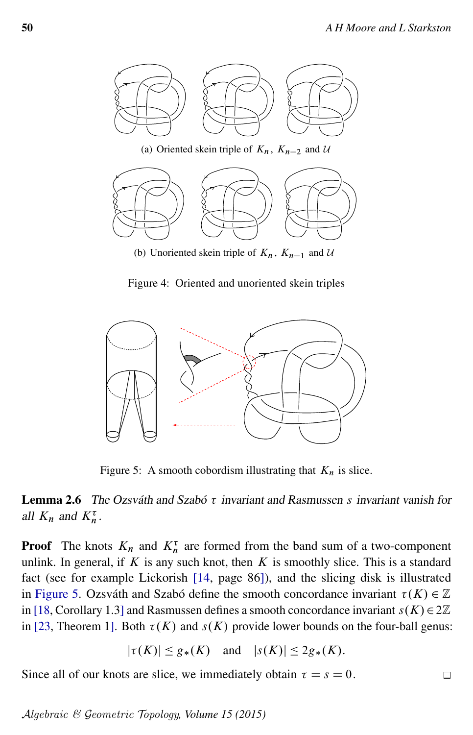(a) Oriented skein triple of $K_n$, $K_{n-2}$ and $\mathcal{U}$

(b) Unoriented skein triple of $K_n$, $K_{n-1}$ and $\mathcal{U}$

Figure 4: Oriented and unoriented skein triples

Figure 5: A smooth cobordism illustrating that $K_n$ is slice.

**Lemma 2.6** *The Ozsváth and Szabó $\tau$ invariant and Rasmussen $s$ invariant vanish for all $K_n$ and $K_n^\tau$.*

**Proof** The knots $K_n$ and $K_n^\tau$ are formed from the band sum of a two-component unlink. In general, if $K$ is any such knot, then $K$ is smoothly slice. This is a standard fact (see for example Lickorish [14, page 86]), and the slicing disk is illustrated in Figure 5. Ozsváth and Szabó define the smooth concordance invariant $\tau(K) \in \mathbb{Z}$ in [18, Corollary 1.3] and Rasmussen defines a smooth concordance invariant $s(K) \in 2\mathbb{Z}$ in [23, Theorem 1]. Both $\tau(K)$ and $s(K)$ provide lower bounds on the four-ball genus:

$$|\tau(K)| \leq g_*(K) \quad \text{and} \quad |s(K)| \leq 2g_*(K).$$

Since all of our knots are slice, we immediately obtain $\tau = s = 0$. □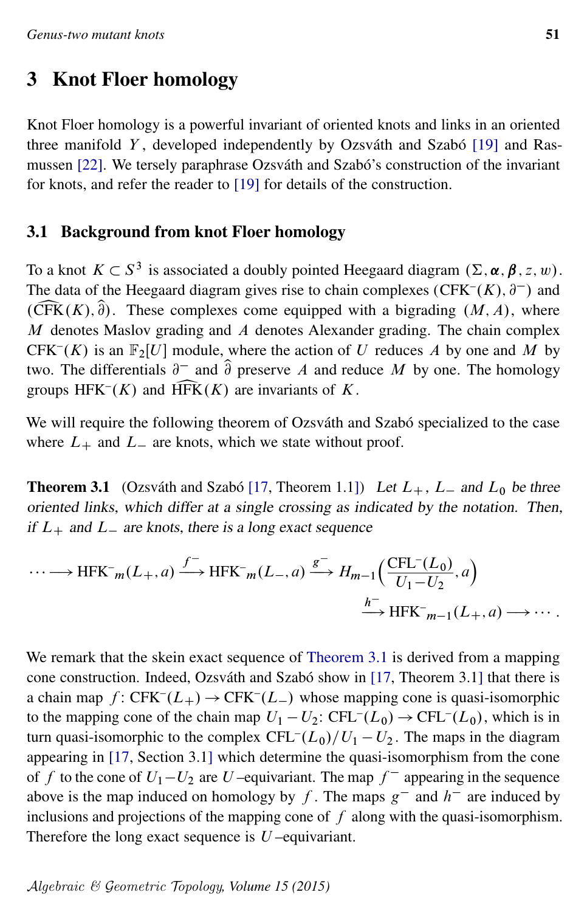# 3 Knot Floer homology

Knot Floer homology is a powerful invariant of oriented knots and links in an oriented three manifold $Y$, developed independently by Ozsváth and Szabó [19] and Rasmussen [22]. We tersely paraphrase Ozsváth and Szabó's construction of the invariant for knots, and refer the reader to [19] for details of the construction.

## 3.1 Background from knot Floer homology

To a knot $K \subset S^3$ is associated a doubly pointed Heegaard diagram $(\Sigma, \boldsymbol{\alpha}, \boldsymbol{\beta}, z, w)$. The data of the Heegaard diagram gives rise to chain complexes $(\mathrm{CFK}^-(K), \partial^-)$ and $(\widehat{\mathrm{CFK}}(K), \widehat{\partial})$. These complexes come equipped with a bigrading $(M, A)$, where $M$ denotes Maslov grading and $A$ denotes Alexander grading. The chain complex $\mathrm{CFK}^-(K)$ is an $\mathbb{F}_2[U]$ module, where the action of $U$ reduces $A$ by one and $M$ by two. The differentials $\partial^-$ and $\widehat{\partial}$ preserve $A$ and reduce $M$ by one. The homology groups $\mathrm{HFK}^-(K)$ and $\widehat{\mathrm{HFK}}(K)$ are invariants of $K$.

We will require the following theorem of Ozsváth and Szabó specialized to the case where $L_+$ and $L_-$ are knots, which we state without proof.

**Theorem 3.1** (Ozsváth and Szabó [17, Theorem 1.1]) *Let $L_+$, $L_-$ and $L_0$ be three oriented links, which differ at a single crossing as indicated by the notation. Then, if $L_+$ and $L_-$ are knots, there is a long exact sequence*

$$\cdots \longrightarrow \mathrm{HFK}^-{}_m(L_+, a) \xrightarrow{f^-} \mathrm{HFK}^-{}_m(L_-, a) \xrightarrow{g^-} H_{m-1}\Big(\frac{\mathrm{CFL}^-(L_0)}{U_1 - U_2}, a\Big) \xrightarrow{h^-} \mathrm{HFK}^-{}_{m-1}(L_+, a) \longrightarrow \cdots .$$

We remark that the skein exact sequence of Theorem 3.1 is derived from a mapping cone construction. Indeed, Ozsváth and Szabó show in [17, Theorem 3.1] that there is a chain map $f\colon \mathrm{CFK}^-(L_+) \to \mathrm{CFK}^-(L_-)$ whose mapping cone is quasi-isomorphic to the mapping cone of the chain map $U_1 - U_2\colon \mathrm{CFL}^-(L_0) \to \mathrm{CFL}^-(L_0)$, which is in turn quasi-isomorphic to the complex $\mathrm{CFL}^-(L_0)/U_1 - U_2$. The maps in the diagram appearing in [17, Section 3.1] which determine the quasi-isomorphism from the cone of $f$ to the cone of $U_1 - U_2$ are $U$–equivariant. The map $f^-$ appearing in the sequence above is the map induced on homology by $f$. The maps $g^-$ and $h^-$ are induced by inclusions and projections of the mapping cone of $f$ along with the quasi-isomorphism. Therefore the long exact sequence is $U$–equivariant.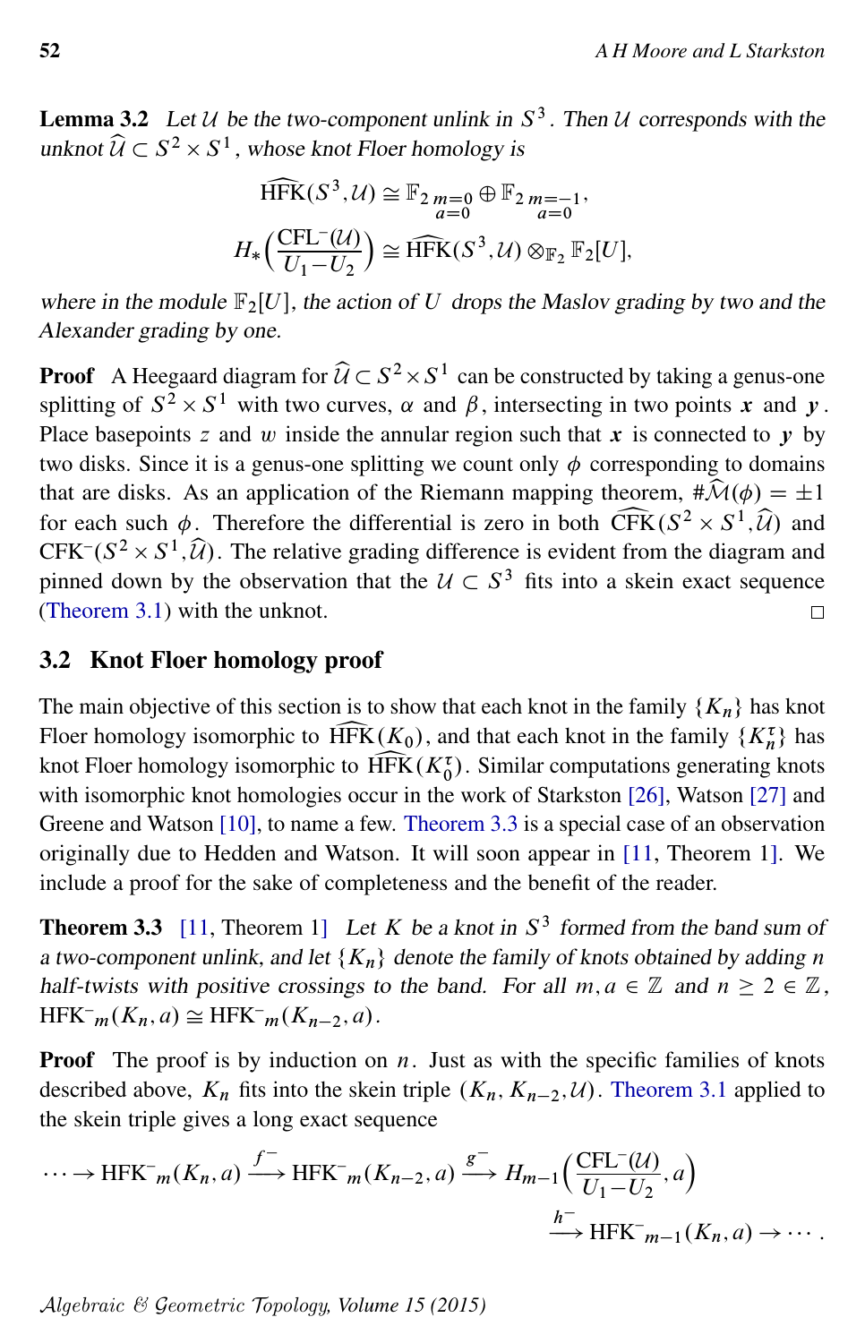**Lemma 3.2** *Let $\mathcal{U}$ be the two-component unlink in $S^3$. Then $\mathcal{U}$ corresponds with the unknot $\widehat{\mathcal{U}} \subset S^2 \times S^1$, whose knot Floer homology is*

$$\widehat{\mathrm{HFK}}(S^3, \mathcal{U}) \cong \mathbb{F}_2{}_{\substack{m=0\\a=0}} \oplus \mathbb{F}_2{}_{\substack{m=-1\\a=0}},$$

$$H_*\Big(\frac{\mathrm{CFL}^-(\mathcal{U})}{U_1 - U_2}\Big) \cong \widehat{\mathrm{HFK}}(S^3, \mathcal{U}) \otimes_{\mathbb{F}_2} \mathbb{F}_2[U],$$

*where in the module $\mathbb{F}_2[U]$, the action of $U$ drops the Maslov grading by two and the Alexander grading by one.*

**Proof** A Heegaard diagram for $\widehat{\mathcal{U}} \subset S^2 \times S^1$ can be constructed by taking a genus-one splitting of $S^2 \times S^1$ with two curves, $\alpha$ and $\beta$, intersecting in two points $\boldsymbol{x}$ and $\boldsymbol{y}$. Place basepoints $z$ and $w$ inside the annular region such that $\boldsymbol{x}$ is connected to $\boldsymbol{y}$ by two disks. Since it is a genus-one splitting we count only $\phi$ corresponding to domains that are disks. As an application of the Riemann mapping theorem, $\#\widehat{\mathcal{M}}(\phi) = \pm 1$ for each such $\phi$. Therefore the differential is zero in both $\widehat{\mathrm{CFK}}(S^2 \times S^1, \widehat{\mathcal{U}})$ and $\mathrm{CFK}^-(S^2 \times S^1, \widehat{\mathcal{U}})$. The relative grading difference is evident from the diagram and pinned down by the observation that the $\mathcal{U} \subset S^3$ fits into a skein exact sequence (Theorem 3.1) with the unknot. □

## 3.2 Knot Floer homology proof

The main objective of this section is to show that each knot in the family $\{K_n\}$ has knot Floer homology isomorphic to $\widehat{\mathrm{HFK}}(K_0)$, and that each knot in the family $\{K_n^\tau\}$ has knot Floer homology isomorphic to $\widehat{\mathrm{HFK}}(K_0^\tau)$. Similar computations generating knots with isomorphic knot homologies occur in the work of Starkston [26], Watson [27] and Greene and Watson [10], to name a few. Theorem 3.3 is a special case of an observation originally due to Hedden and Watson. It will soon appear in [11, Theorem 1]. We include a proof for the sake of completeness and the benefit of the reader.

**Theorem 3.3** [11, Theorem 1] *Let $K$ be a knot in $S^3$ formed from the band sum of a two-component unlink, and let $\{K_n\}$ denote the family of knots obtained by adding $n$ half-twists with positive crossings to the band. For all $m, a \in \mathbb{Z}$ and $n \geq 2 \in \mathbb{Z}$,* $\mathrm{HFK}^-{}_m(K_n, a) \cong \mathrm{HFK}^-{}_m(K_{n-2}, a)$.

**Proof** The proof is by induction on $n$. Just as with the specific families of knots described above, $K_n$ fits into the skein triple $(K_n, K_{n-2}, \mathcal{U})$. Theorem 3.1 applied to the skein triple gives a long exact sequence

$$\cdots \to \mathrm{HFK}^-{}_m(K_n, a) \xrightarrow{f^-} \mathrm{HFK}^-{}_m(K_{n-2}, a) \xrightarrow{g^-} H_{m-1}\Big(\frac{\mathrm{CFL}^-(\mathcal{U})}{U_1 - U_2}, a\Big) \xrightarrow{h^-} \mathrm{HFK}^-{}_{m-1}(K_n, a) \to \cdots.$$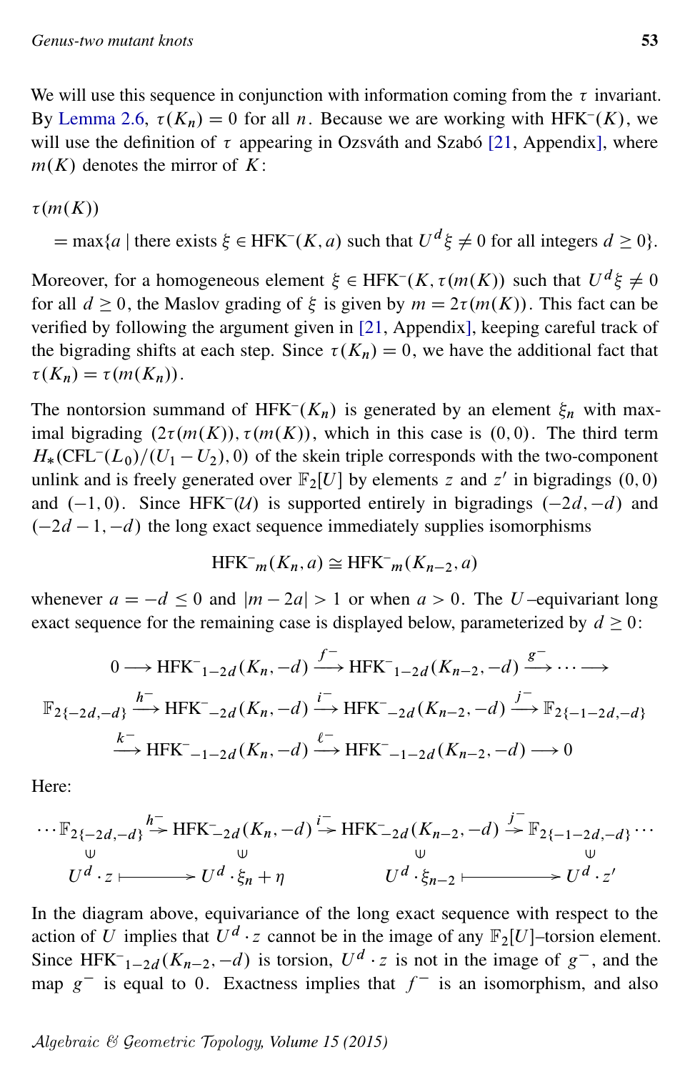We will use this sequence in conjunction with information coming from the $\tau$ invariant. By Lemma 2.6, $\tau(K_n) = 0$ for all $n$. Because we are working with $\mathrm{HFK}^-(K)$, we will use the definition of $\tau$ appearing in Ozsváth and Szabó [21, Appendix], where $m(K)$ denotes the mirror of $K$:

$$\tau(m(K)) = \max\{a \mid \text{there exists } \xi \in \mathrm{HFK}^-(K,a) \text{ such that } U^d\xi \neq 0 \text{ for all integers } d \geq 0\}.$$

Moreover, for a homogeneous element $\xi \in \mathrm{HFK}^-(K, \tau(m(K))$ such that $U^d\xi \neq 0$ for all $d \geq 0$, the Maslov grading of $\xi$ is given by $m = 2\tau(m(K))$. This fact can be verified by following the argument given in [21, Appendix], keeping careful track of the bigrading shifts at each step. Since $\tau(K_n) = 0$, we have the additional fact that $\tau(K_n) = \tau(m(K_n))$.

The nontorsion summand of $\mathrm{HFK}^-(K_n)$ is generated by an element $\xi_n$ with maximal bigrading $(2\tau(m(K)), \tau(m(K))$, which in this case is $(0,0)$. The third term $H_*(\mathrm{CFL}^-(L_0)/(U_1 - U_2), 0)$ of the skein triple corresponds with the two-component unlink and is freely generated over $\mathbb{F}_2[U]$ by elements $z$ and $z'$ in bigradings $(0,0)$ and $(-1,0)$. Since $\mathrm{HFK}^-(\mathcal{U})$ is supported entirely in bigradings $(-2d,-d)$ and $(-2d-1,-d)$ the long exact sequence immediately supplies isomorphisms

$$\mathrm{HFK}^-{}_m(K_n, a) \cong \mathrm{HFK}^-{}_m(K_{n-2}, a)$$

whenever $a = -d \leq 0$ and $|m - 2a| > 1$ or when $a > 0$. The $U$–equivariant long exact sequence for the remaining case is displayed below, parameterized by $d \geq 0$:

$$0 \longrightarrow \mathrm{HFK}^-{}_{1-2d}(K_n, -d) \xrightarrow{f^-} \mathrm{HFK}^-{}_{1-2d}(K_{n-2}, -d) \xrightarrow{g^-} \cdots \longrightarrow$$

$$\mathbb{F}_{2\{-2d,-d\}} \xrightarrow{h^-} \mathrm{HFK}^-{}_{-2d}(K_n, -d) \xrightarrow{i^-} \mathrm{HFK}^-{}_{-2d}(K_{n-2}, -d) \xrightarrow{j^-} \mathbb{F}_{2\{-1-2d,-d\}}$$

$$\xrightarrow{k^-} \mathrm{HFK}^-{}_{-1-2d}(K_n, -d) \xrightarrow{\ell^-} \mathrm{HFK}^-{}_{-1-2d}(K_{n-2}, -d) \longrightarrow 0$$

Here:

$$\begin{array}{ccccccc}
\cdots \mathbb{F}_{2\{-2d,-d\}} & \xrightarrow{h^-} & \mathrm{HFK}^-_{-2d}(K_n, -d) & \xrightarrow{i^-} & \mathrm{HFK}^-_{-2d}(K_{n-2}, -d) & \xrightarrow{j^-} & \mathbb{F}_{2\{-1-2d,-d\}} \cdots \\
\cup & & \cup & & \cup & & \cup \\
U^d \cdot z & \longmapsto & U^d \cdot \xi_n + \eta & & U^d \cdot \xi_{n-2} & \longmapsto & U^d \cdot z'
\end{array}$$

In the diagram above, equivariance of the long exact sequence with respect to the action of $U$ implies that $U^d \cdot z$ cannot be in the image of any $\mathbb{F}_2[U]$–torsion element. Since $\mathrm{HFK}^-{}_{1-2d}(K_{n-2}, -d)$ is torsion, $U^d \cdot z$ is not in the image of $g^-$, and the map $g^-$ is equal to $0$. Exactness implies that $f^-$ is an isomorphism, and also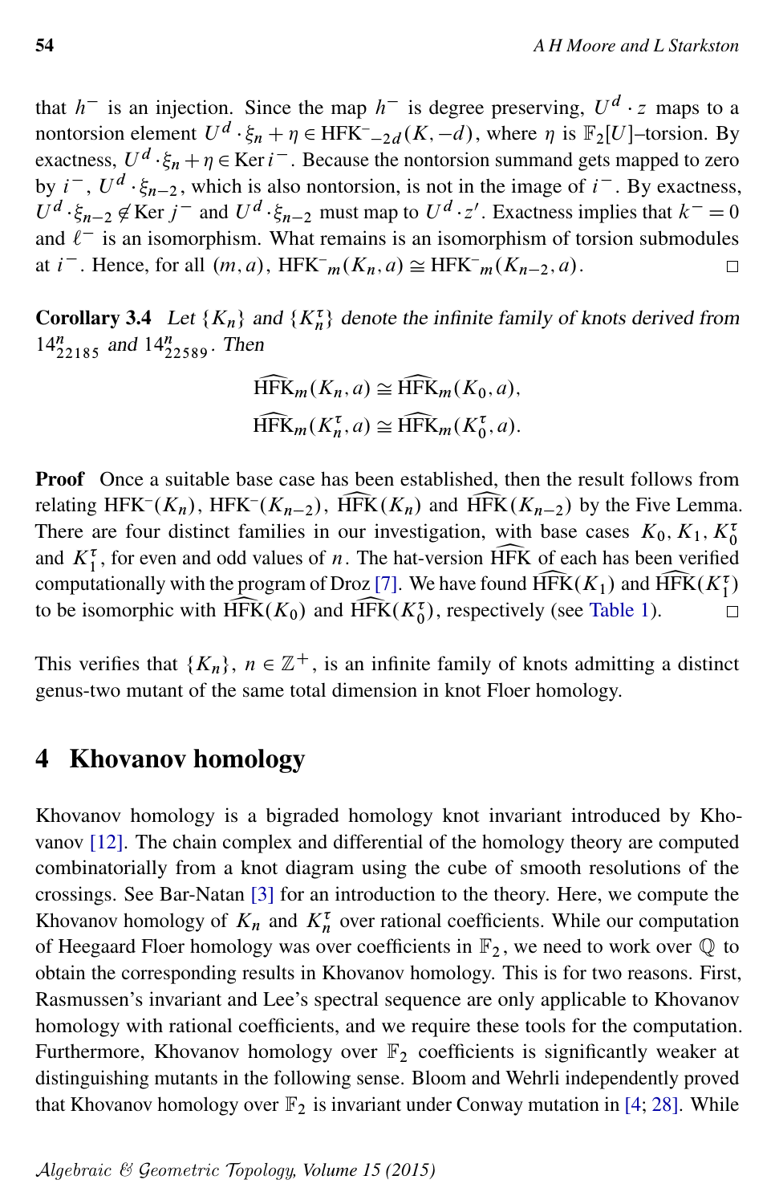that $h^-$ is an injection. Since the map $h^-$ is degree preserving, $U^d \cdot z$ maps to a nontorsion element $U^d \cdot \xi_n + \eta \in \mathrm{HFK}^-_{-2d}(K, -d)$, where $\eta$ is $\mathbb{F}_2[U]$–torsion. By exactness, $U^d \cdot \xi_n + \eta \in \operatorname{Ker} i^-$. Because the nontorsion summand gets mapped to zero by $i^-$, $U^d \cdot \xi_{n-2}$, which is also nontorsion, is not in the image of $i^-$. By exactness, $U^d \cdot \xi_{n-2} \notin \operatorname{Ker} j^-$ and $U^d \cdot \xi_{n-2}$ must map to $U^d \cdot z'$. Exactness implies that $k^- = 0$ and $\ell^-$ is an isomorphism. What remains is an isomorphism of torsion submodules at $i^-$. Hence, for all $(m, a)$, $\mathrm{HFK}^-{}_m(K_n, a) \cong \mathrm{HFK}^-{}_m(K_{n-2}, a)$. □

**Corollary 3.4** *Let $\{K_n\}$ and $\{K_n^\tau\}$ denote the infinite family of knots derived from $14^n_{22185}$ and $14^n_{22589}$. Then*

$$\widehat{\mathrm{HFK}}_m(K_n, a) \cong \widehat{\mathrm{HFK}}_m(K_0, a),$$
$$\widehat{\mathrm{HFK}}_m(K_n^\tau, a) \cong \widehat{\mathrm{HFK}}_m(K_0^\tau, a).$$

**Proof** Once a suitable base case has been established, then the result follows from relating $\mathrm{HFK}^-(K_n)$, $\mathrm{HFK}^-(K_{n-2})$, $\widehat{\mathrm{HFK}}(K_n)$ and $\widehat{\mathrm{HFK}}(K_{n-2})$ by the Five Lemma. There are four distinct families in our investigation, with base cases $K_0, K_1, K_0^\tau$ and $K_1^\tau$, for even and odd values of $n$. The hat-version $\widehat{\mathrm{HFK}}$ of each has been verified computationally with the program of Droz [7]. We have found $\widehat{\mathrm{HFK}}(K_1)$ and $\widehat{\mathrm{HFK}}(K_1^\tau)$ to be isomorphic with $\widehat{\mathrm{HFK}}(K_0)$ and $\widehat{\mathrm{HFK}}(K_0^\tau)$, respectively (see Table 1). □

This verifies that $\{K_n\}$, $n \in \mathbb{Z}^+$, is an infinite family of knots admitting a distinct genus-two mutant of the same total dimension in knot Floer homology.

## 4 Khovanov homology

Khovanov homology is a bigraded homology knot invariant introduced by Khovanov [12]. The chain complex and differential of the homology theory are computed combinatorially from a knot diagram using the cube of smooth resolutions of the crossings. See Bar-Natan [3] for an introduction to the theory. Here, we compute the Khovanov homology of $K_n$ and $K_n^\tau$ over rational coefficients. While our computation of Heegaard Floer homology was over coefficients in $\mathbb{F}_2$, we need to work over $\mathbb{Q}$ to obtain the corresponding results in Khovanov homology. This is for two reasons. First, Rasmussen's invariant and Lee's spectral sequence are only applicable to Khovanov homology with rational coefficients, and we require these tools for the computation. Furthermore, Khovanov homology over $\mathbb{F}_2$ coefficients is significantly weaker at distinguishing mutants in the following sense. Bloom and Wehrli independently proved that Khovanov homology over $\mathbb{F}_2$ is invariant under Conway mutation in [4; 28]. While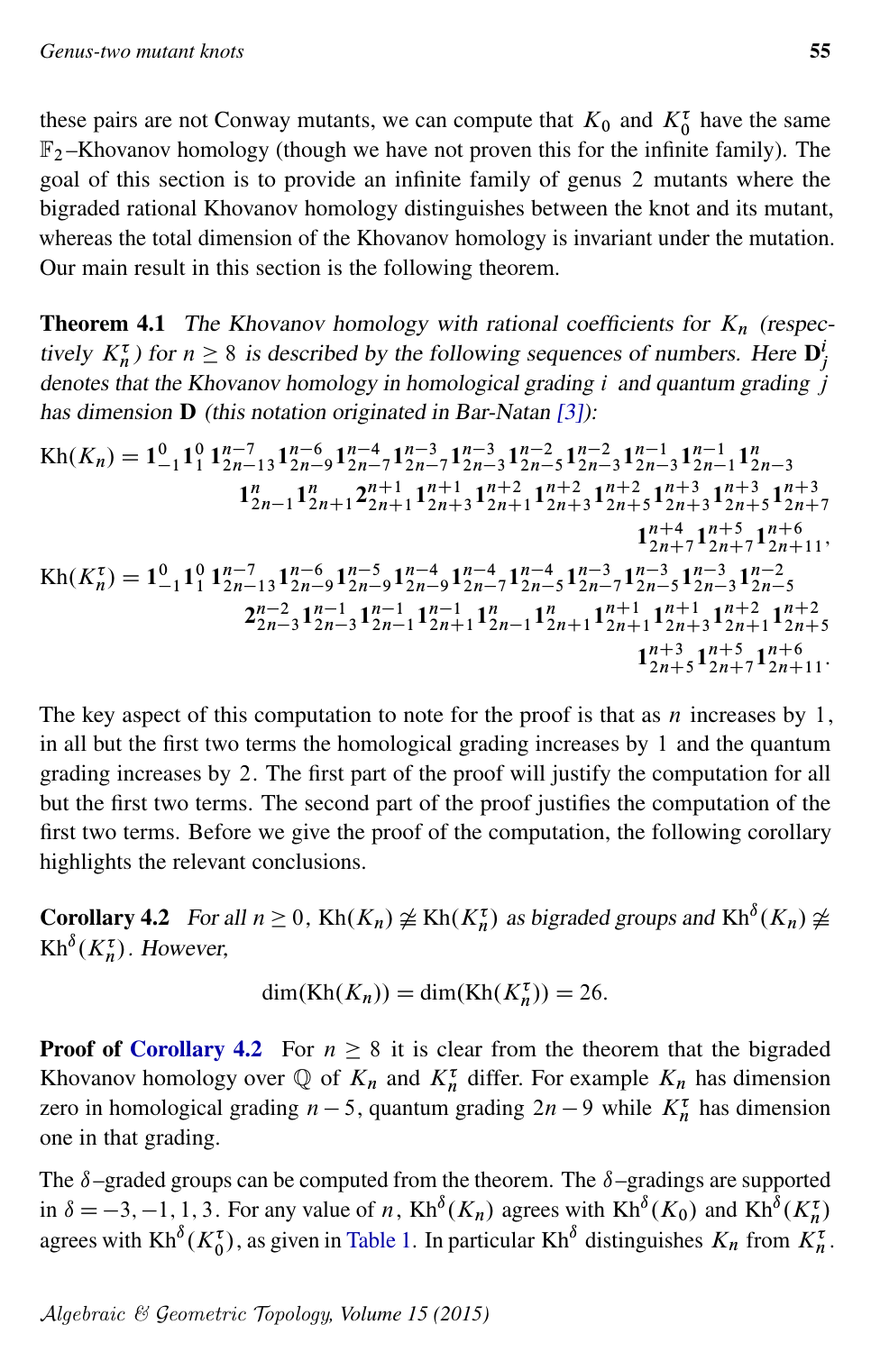these pairs are not Conway mutants, we can compute that $K_0$ and $K_0^\tau$ have the same $\mathbb{F}_2$–Khovanov homology (though we have not proven this for the infinite family). The goal of this section is to provide an infinite family of genus 2 mutants where the bigraded rational Khovanov homology distinguishes between the knot and its mutant, whereas the total dimension of the Khovanov homology is invariant under the mutation. Our main result in this section is the following theorem.

**Theorem 4.1** *The Khovanov homology with rational coefficients for $K_n$ (respectively $K_n^\tau$) for $n \geq 8$ is described by the following sequences of numbers. Here $\mathbf{D}_j^i$ denotes that the Khovanov homology in homological grading $i$ and quantum grading $j$ has dimension $\mathbf{D}$ (this notation originated in Bar-Natan [3]):*

$$\begin{aligned}
\mathrm{Kh}(K_n) = {}& \mathbf{1}_{-1}^0 \mathbf{1}_1^0\, \mathbf{1}_{2n-13}^{n-7} \mathbf{1}_{2n-9}^{n-6} \mathbf{1}_{2n-7}^{n-4} \mathbf{1}_{2n-7}^{n-3} \mathbf{1}_{2n-3}^{n-3} \mathbf{1}_{2n-5}^{n-2} \mathbf{1}_{2n-3}^{n-2} \mathbf{1}_{2n-3}^{n-1} \mathbf{1}_{2n-1}^{n-1} \mathbf{1}_{2n-3}^{n} \\
& \mathbf{1}_{2n-1}^{n} \mathbf{1}_{2n+1}^{n} \mathbf{2}_{2n+1}^{n+1} \mathbf{1}_{2n+3}^{n+1} \mathbf{1}_{2n+1}^{n+2} \mathbf{1}_{2n+3}^{n+2} \mathbf{1}_{2n+5}^{n+2} \mathbf{1}_{2n+3}^{n+3} \mathbf{1}_{2n+5}^{n+3} \mathbf{1}_{2n+7}^{n+3} \\
& \mathbf{1}_{2n+7}^{n+4} \mathbf{1}_{2n+7}^{n+5} \mathbf{1}_{2n+11}^{n+6}, \\
\mathrm{Kh}(K_n^\tau) = {}& \mathbf{1}_{-1}^0 \mathbf{1}_1^0\, \mathbf{1}_{2n-13}^{n-7} \mathbf{1}_{2n-9}^{n-6} \mathbf{1}_{2n-9}^{n-5} \mathbf{1}_{2n-9}^{n-4} \mathbf{1}_{2n-7}^{n-4} \mathbf{1}_{2n-5}^{n-4} \mathbf{1}_{2n-7}^{n-3} \mathbf{1}_{2n-5}^{n-3} \mathbf{1}_{2n-3}^{n-3} \mathbf{1}_{2n-5}^{n-2} \\
& \mathbf{2}_{2n-3}^{n-2} \mathbf{1}_{2n-3}^{n-1} \mathbf{1}_{2n-1}^{n-1} \mathbf{1}_{2n+1}^{n-1} \mathbf{1}_{2n-1}^{n} \mathbf{1}_{2n+1}^{n} \mathbf{1}_{2n+1}^{n+1} \mathbf{1}_{2n+3}^{n+1} \mathbf{1}_{2n+1}^{n+2} \mathbf{1}_{2n+5}^{n+2} \\
& \mathbf{1}_{2n+5}^{n+3} \mathbf{1}_{2n+7}^{n+5} \mathbf{1}_{2n+11}^{n+6}.
\end{aligned}$$

The key aspect of this computation to note for the proof is that as $n$ increases by 1, in all but the first two terms the homological grading increases by 1 and the quantum grading increases by 2. The first part of the proof will justify the computation for all but the first two terms. The second part of the proof justifies the computation of the first two terms. Before we give the proof of the computation, the following corollary highlights the relevant conclusions.

**Corollary 4.2** *For all $n \geq 0$, $\mathrm{Kh}(K_n) \not\cong \mathrm{Kh}(K_n^\tau)$ as bigraded groups and $\mathrm{Kh}^\delta(K_n) \not\cong \mathrm{Kh}^\delta(K_n^\tau)$. However,*

$$\dim(\mathrm{Kh}(K_n)) = \dim(\mathrm{Kh}(K_n^\tau)) = 26.$$

**Proof of Corollary 4.2** For $n \geq 8$ it is clear from the theorem that the bigraded Khovanov homology over $\mathbb{Q}$ of $K_n$ and $K_n^\tau$ differ. For example $K_n$ has dimension zero in homological grading $n-5$, quantum grading $2n-9$ while $K_n^\tau$ has dimension one in that grading.

The $\delta$–graded groups can be computed from the theorem. The $\delta$–gradings are supported in $\delta = -3, -1, 1, 3$. For any value of $n$, $\mathrm{Kh}^\delta(K_n)$ agrees with $\mathrm{Kh}^\delta(K_0)$ and $\mathrm{Kh}^\delta(K_n^\tau)$ agrees with $\mathrm{Kh}^\delta(K_0^\tau)$, as given in Table 1. In particular $\mathrm{Kh}^\delta$ distinguishes $K_n$ from $K_n^\tau$.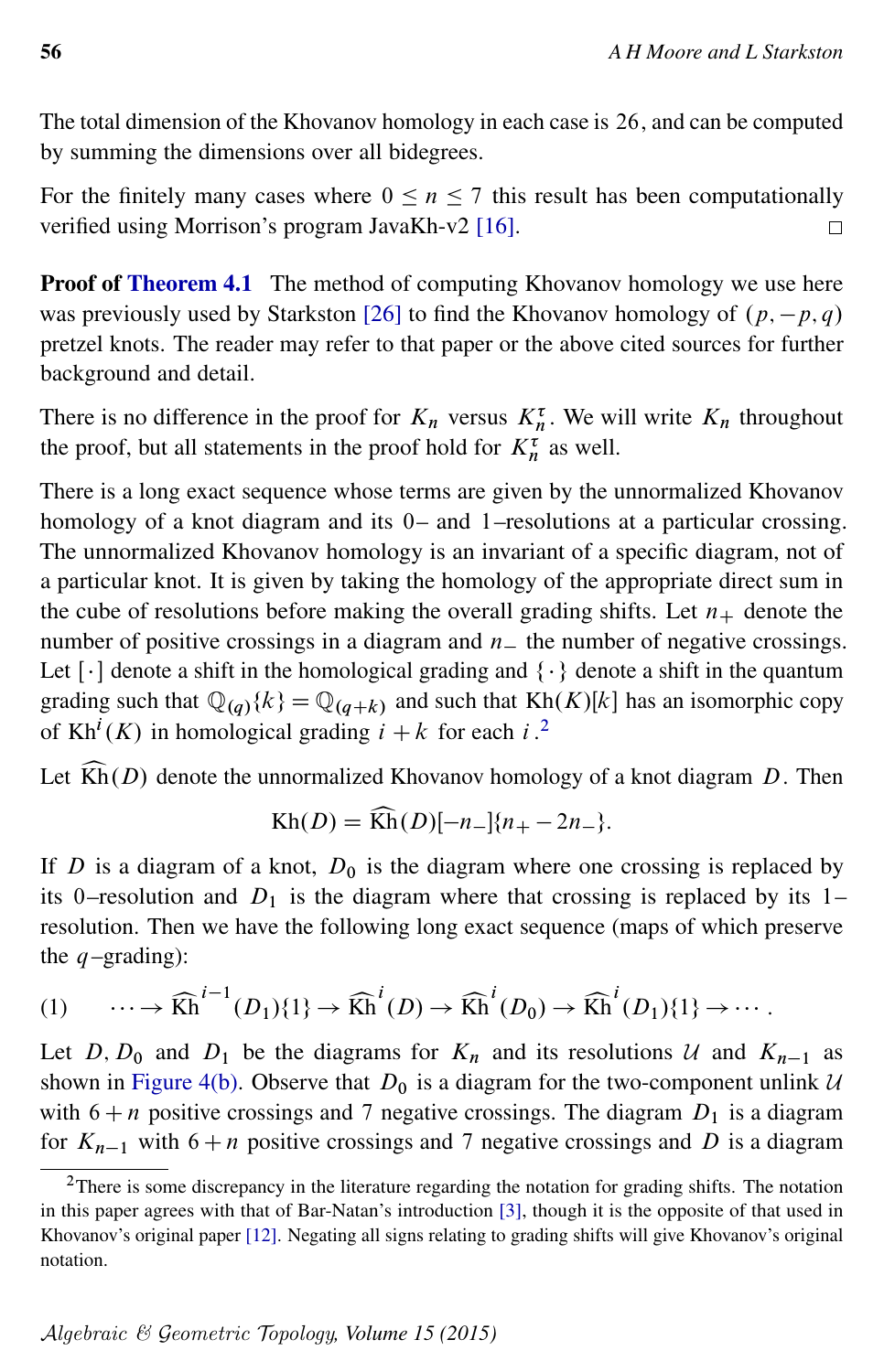The total dimension of the Khovanov homology in each case is 26, and can be computed by summing the dimensions over all bidegrees.

For the finitely many cases where $0 \leq n \leq 7$ this result has been computationally verified using Morrison's program JavaKh-v2 [16]. $\square$

**Proof of Theorem 4.1** The method of computing Khovanov homology we use here was previously used by Starkston [26] to find the Khovanov homology of $(p, -p, q)$ pretzel knots. The reader may refer to that paper or the above cited sources for further background and detail.

There is no difference in the proof for $K_n$ versus $K_n^\tau$. We will write $K_n$ throughout the proof, but all statements in the proof hold for $K_n^\tau$ as well.

There is a long exact sequence whose terms are given by the unnormalized Khovanov homology of a knot diagram and its 0– and 1–resolutions at a particular crossing. The unnormalized Khovanov homology is an invariant of a specific diagram, not of a particular knot. It is given by taking the homology of the appropriate direct sum in the cube of resolutions before making the overall grading shifts. Let $n_+$ denote the number of positive crossings in a diagram and $n_-$ the number of negative crossings. Let $[\cdot]$ denote a shift in the homological grading and $\{\cdot\}$ denote a shift in the quantum grading such that $\mathbb{Q}_{(q)}\{k\} = \mathbb{Q}_{(q+k)}$ and such that $\mathrm{Kh}(K)[k]$ has an isomorphic copy of $\mathrm{Kh}^i(K)$ in homological grading $i+k$ for each $i$.[2]

Let $\widehat{\mathrm{Kh}}(D)$ denote the unnormalized Khovanov homology of a knot diagram $D$. Then

$$\mathrm{Kh}(D) = \widehat{\mathrm{Kh}}(D)[-n_-]\{n_+ - 2n_-\}.$$

If $D$ is a diagram of a knot, $D_0$ is the diagram where one crossing is replaced by its 0–resolution and $D_1$ is the diagram where that crossing is replaced by its 1–resolution. Then we have the following long exact sequence (maps of which preserve the $q$–grading):

$$(1) \qquad \cdots \to \widehat{\mathrm{Kh}}^{i-1}(D_1)\{1\} \to \widehat{\mathrm{Kh}}^{i}(D) \to \widehat{\mathrm{Kh}}^{i}(D_0) \to \widehat{\mathrm{Kh}}^{i}(D_1)\{1\} \to \cdots.$$

Let $D$, $D_0$ and $D_1$ be the diagrams for $K_n$ and its resolutions $\mathcal{U}$ and $K_{n-1}$ as shown in Figure 4(b). Observe that $D_0$ is a diagram for the two-component unlink $\mathcal{U}$ with $6+n$ positive crossings and 7 negative crossings. The diagram $D_1$ is a diagram for $K_{n-1}$ with $6+n$ positive crossings and 7 negative crossings and $D$ is a diagram

[2] There is some discrepancy in the literature regarding the notation for grading shifts. The notation in this paper agrees with that of Bar-Natan's introduction [3], though it is the opposite of that used in Khovanov's original paper [12]. Negating all signs relating to grading shifts will give Khovanov's original notation.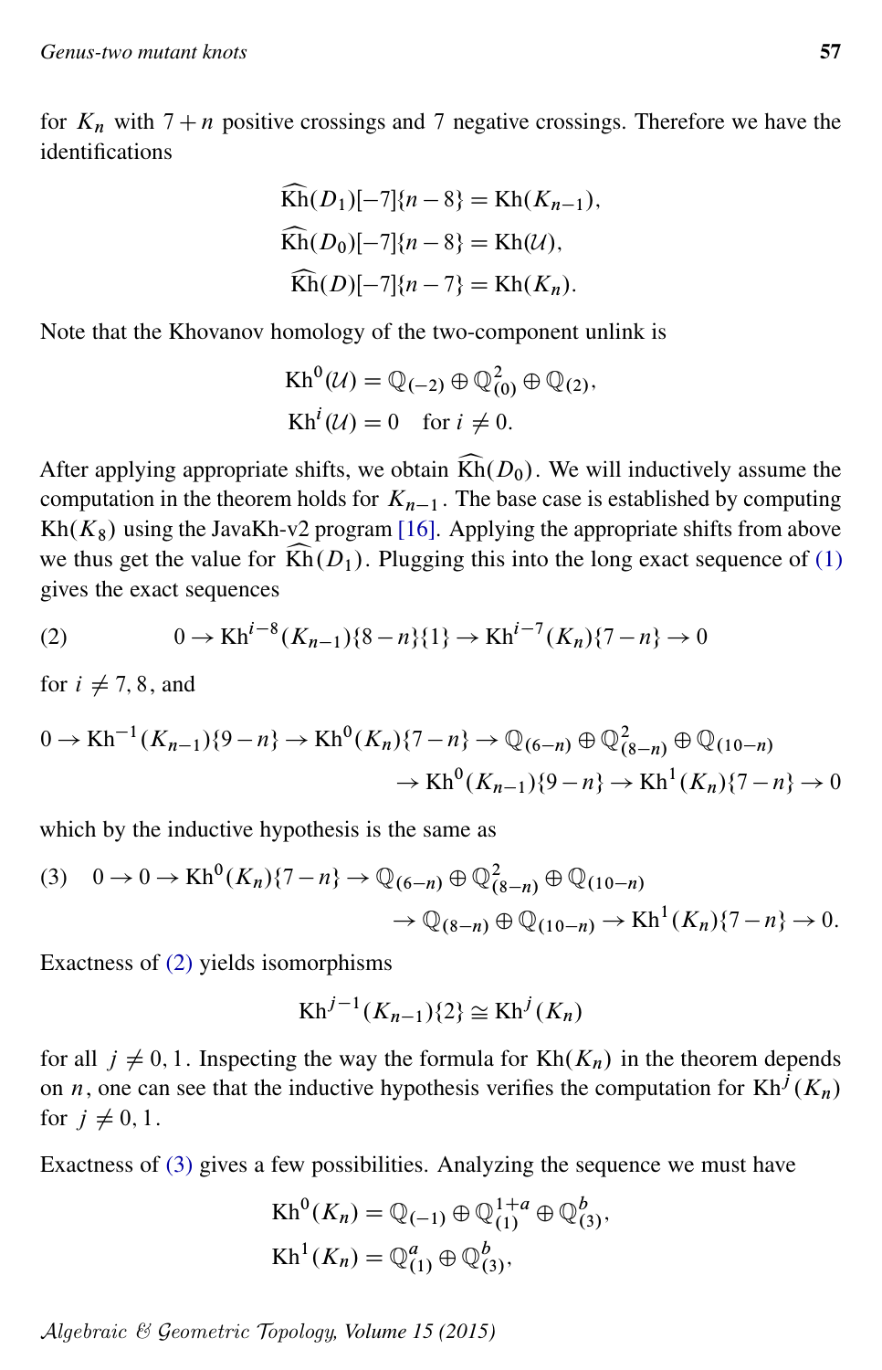for $K_n$ with $7+n$ positive crossings and $7$ negative crossings. Therefore we have the identifications

$$\widehat{\mathrm{Kh}}(D_1)[-7]\{n-8\} = \mathrm{Kh}(K_{n-1}),$$
$$\widehat{\mathrm{Kh}}(D_0)[-7]\{n-8\} = \mathrm{Kh}(\mathcal{U}),$$
$$\widehat{\mathrm{Kh}}(D)[-7]\{n-7\} = \mathrm{Kh}(K_n).$$

Note that the Khovanov homology of the two-component unlink is

$$\mathrm{Kh}^0(\mathcal{U}) = \mathbb{Q}_{(-2)} \oplus \mathbb{Q}^2_{(0)} \oplus \mathbb{Q}_{(2)},$$
$$\mathrm{Kh}^i(\mathcal{U}) = 0 \quad \text{for } i \neq 0.$$

After applying appropriate shifts, we obtain $\widehat{\mathrm{Kh}}(D_0)$. We will inductively assume the computation in the theorem holds for $K_{n-1}$. The base case is established by computing $\mathrm{Kh}(K_8)$ using the JavaKh-v2 program [16]. Applying the appropriate shifts from above we thus get the value for $\widehat{\mathrm{Kh}}(D_1)$. Plugging this into the long exact sequence of (1) gives the exact sequences

$$(2) \qquad 0 \to \mathrm{Kh}^{i-8}(K_{n-1})\{8-n\}\{1\} \to \mathrm{Kh}^{i-7}(K_n)\{7-n\} \to 0$$

for $i \neq 7, 8$, and

$$0 \to \mathrm{Kh}^{-1}(K_{n-1})\{9-n\} \to \mathrm{Kh}^0(K_n)\{7-n\} \to \mathbb{Q}_{(6-n)} \oplus \mathbb{Q}^2_{(8-n)} \oplus \mathbb{Q}_{(10-n)}$$
$$\to \mathrm{Kh}^0(K_{n-1})\{9-n\} \to \mathrm{Kh}^1(K_n)\{7-n\} \to 0$$

which by the inductive hypothesis is the same as

$$(3) \quad 0 \to 0 \to \mathrm{Kh}^0(K_n)\{7-n\} \to \mathbb{Q}_{(6-n)} \oplus \mathbb{Q}^2_{(8-n)} \oplus \mathbb{Q}_{(10-n)}$$
$$\to \mathbb{Q}_{(8-n)} \oplus \mathbb{Q}_{(10-n)} \to \mathrm{Kh}^1(K_n)\{7-n\} \to 0.$$

Exactness of (2) yields isomorphisms

$$\mathrm{Kh}^{j-1}(K_{n-1})\{2\} \cong \mathrm{Kh}^j(K_n)$$

for all $j \neq 0, 1$. Inspecting the way the formula for $\mathrm{Kh}(K_n)$ in the theorem depends on $n$, one can see that the inductive hypothesis verifies the computation for $\mathrm{Kh}^j(K_n)$ for $j \neq 0, 1$.

Exactness of (3) gives a few possibilities. Analyzing the sequence we must have

$$\mathrm{Kh}^0(K_n) = \mathbb{Q}_{(-1)} \oplus \mathbb{Q}^{1+a}_{(1)} \oplus \mathbb{Q}^b_{(3)},$$
$$\mathrm{Kh}^1(K_n) = \mathbb{Q}^a_{(1)} \oplus \mathbb{Q}^b_{(3)},$$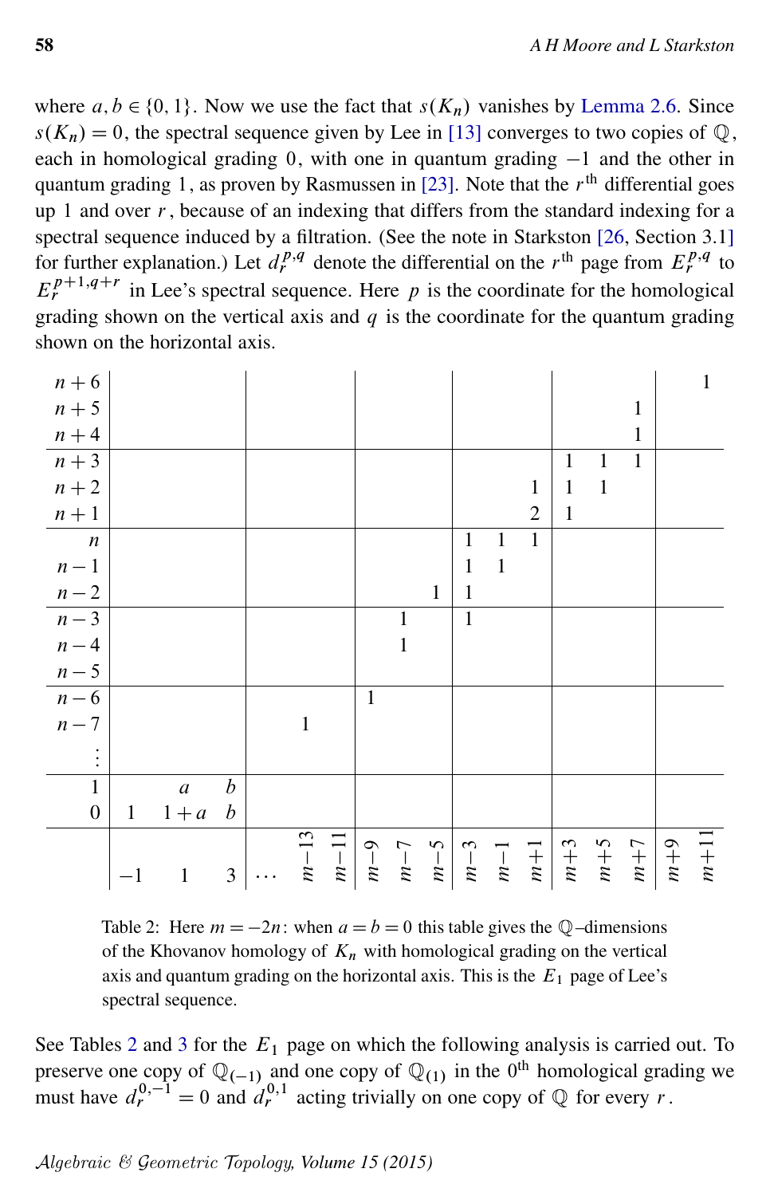where $a, b \in \{0, 1\}$. Now we use the fact that $s(K_n)$ vanishes by Lemma 2.6. Since $s(K_n) = 0$, the spectral sequence given by Lee in [13] converges to two copies of $\mathbb{Q}$, each in homological grading $0$, with one in quantum grading $-1$ and the other in quantum grading $1$, as proven by Rasmussen in [23]. Note that the $r^{\text{th}}$ differential goes up $1$ and over $r$, because of an indexing that differs from the standard indexing for a spectral sequence induced by a filtration. (See the note in Starkston [26, Section 3.1] for further explanation.) Let $d_r^{p,q}$ denote the differential on the $r^{\text{th}}$ page from $E_r^{p,q}$ to $E_r^{p+1,q+r}$ in Lee's spectral sequence. Here $p$ is the coordinate for the homological grading shown on the vertical axis and $q$ is the coordinate for the quantum grading shown on the horizontal axis.

| | $-1$ | $1$ | $3$ | $\cdots$ | $m-13$ | $m-11$ | $m-9$ | $m-7$ | $m-5$ | $m-3$ | $m-1$ | $m+1$ | $m+3$ | $m+5$ | $m+7$ | $m+9$ | $m+11$ |
|---|---|---|---|---|---|---|---|---|---|---|---|---|---|---|---|---|---|
| $n+6$ | | | | | | | | | | | | | | | | | 1 |
| $n+5$ | | | | | | | | | | | | | | | 1 | | |
| $n+4$ | | | | | | | | | | | | | | | 1 | | |
| $n+3$ | | | | | | | | | | | | | 1 | 1 | 1 | | |
| $n+2$ | | | | | | | | | | | | 1 | 1 | 1 | | | |
| $n+1$ | | | | | | | | | | | | 2 | 1 | | | | |
| $n$ | | | | | | | | | | 1 | 1 | 1 | | | | | |
| $n-1$ | | | | | | | | | | 1 | 1 | | | | | | |
| $n-2$ | | | | | | | | | 1 | 1 | | | | | | | |
| $n-3$ | | | | | | | | 1 | | 1 | | | | | | | |
| $n-4$ | | | | | | | | 1 | | | | | | | | | |
| $n-5$ | | | | | | | | | | | | | | | | | |
| $n-6$ | | | | | | | 1 | | | | | | | | | | |
| $n-7$ | | | | | 1 | | | | | | | | | | | | |
| $\vdots$ | | | | | | | | | | | | | | | | | |
| $1$ | | $a$ | $b$ | | | | | | | | | | | | | | |
| $0$ | 1 | $1+a$ | $b$ | | | | | | | | | | | | | | |

Table 2: Here $m = -2n$: when $a = b = 0$ this table gives the $\mathbb{Q}$–dimensions of the Khovanov homology of $K_n$ with homological grading on the vertical axis and quantum grading on the horizontal axis. This is the $E_1$ page of Lee's spectral sequence.

See Tables 2 and 3 for the $E_1$ page on which the following analysis is carried out. To preserve one copy of $\mathbb{Q}_{(-1)}$ and one copy of $\mathbb{Q}_{(1)}$ in the $0^{\text{th}}$ homological grading we must have $d_r^{0,-1} = 0$ and $d_r^{0,1}$ acting trivially on one copy of $\mathbb{Q}$ for every $r$.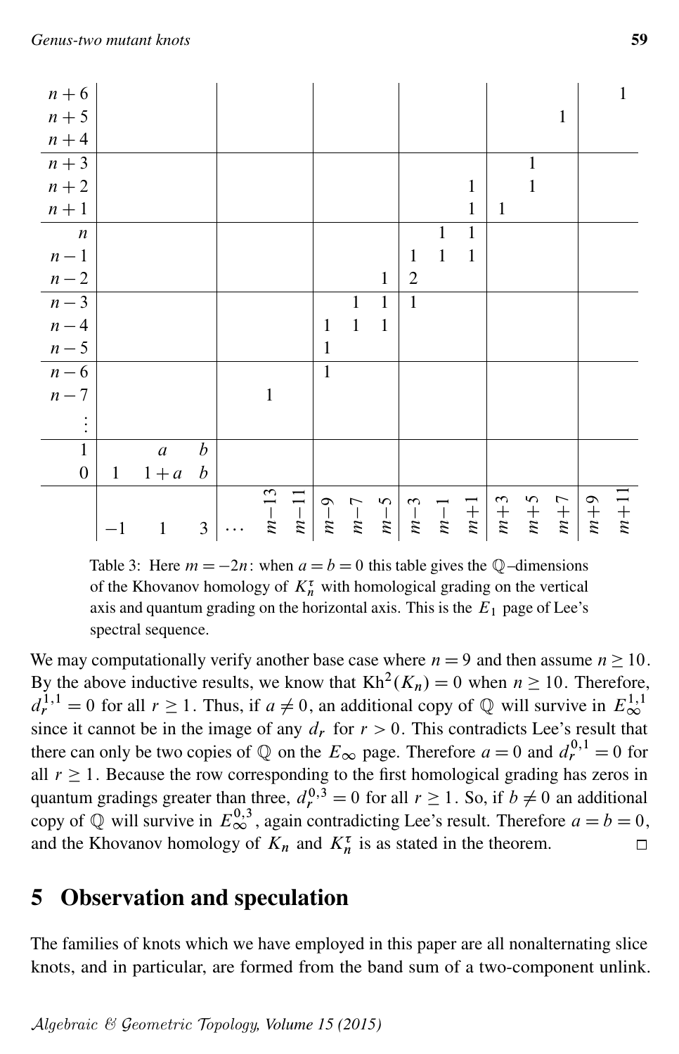| | $-1$ | $1$ | $3$ | $\cdots$ | $m-13$ | $m-11$ | $m-9$ | $m-7$ | $m-5$ | $m-3$ | $m-1$ | $m+1$ | $m+3$ | $m+5$ | $m+7$ | $m+9$ | $m+11$ |
|---|---|---|---|---|---|---|---|---|---|---|---|---|---|---|---|---|---|
| $n+6$ | | | | | | | | | | | | | | | | | 1 |
| $n+5$ | | | | | | | | | | | | | | | 1 | | |
| $n+4$ | | | | | | | | | | | | | | | | | |
| $n+3$ | | | | | | | | | | | | | | 1 | | | |
| $n+2$ | | | | | | | | | | | | 1 | | 1 | | | |
| $n+1$ | | | | | | | | | | | | 1 | 1 | | | | |
| $n$ | | | | | | | | | | | 1 | 1 | | | | | |
| $n-1$ | | | | | | | | | | 1 | 1 | 1 | | | | | |
| $n-2$ | | | | | | | | | 1 | 2 | | | | | | | |
| $n-3$ | | | | | | | | 1 | 1 | 1 | | | | | | | |
| $n-4$ | | | | | | | 1 | 1 | 1 | | | | | | | | |
| $n-5$ | | | | | | | 1 | | | | | | | | | | |
| $n-6$ | | | | | | | 1 | | | | | | | | | | |
| $n-7$ | | | | | 1 | | | | | | | | | | | | |
| $\vdots$ | | | | | | | | | | | | | | | | | |
| $1$ | | $a$ | $b$ | | | | | | | | | | | | | | |
| $0$ | 1 | $1+a$ | $b$ | | | | | | | | | | | | | | |

Table 3: Here $m = -2n$: when $a = b = 0$ this table gives the $\mathbb{Q}$–dimensions of the Khovanov homology of $K_n^\tau$ with homological grading on the vertical axis and quantum grading on the horizontal axis. This is the $E_1$ page of Lee's spectral sequence.

We may computationally verify another base case where $n = 9$ and then assume $n \geq 10$. By the above inductive results, we know that $\mathrm{Kh}^2(K_n) = 0$ when $n \geq 10$. Therefore, $d_r^{1,1} = 0$ for all $r \geq 1$. Thus, if $a \neq 0$, an additional copy of $\mathbb{Q}$ will survive in $E_\infty^{1,1}$ since it cannot be in the image of any $d_r$ for $r > 0$. This contradicts Lee's result that there can only be two copies of $\mathbb{Q}$ on the $E_\infty$ page. Therefore $a = 0$ and $d_r^{0,1} = 0$ for all $r \geq 1$. Because the row corresponding to the first homological grading has zeros in quantum gradings greater than three, $d_r^{0,3} = 0$ for all $r \geq 1$. So, if $b \neq 0$ an additional copy of $\mathbb{Q}$ will survive in $E_\infty^{0,3}$, again contradicting Lee's result. Therefore $a = b = 0$, and the Khovanov homology of $K_n$ and $K_n^\tau$ is as stated in the theorem. □

## 5 Observation and speculation

The families of knots which we have employed in this paper are all nonalternating slice knots, and in particular, are formed from the band sum of a two-component unlink.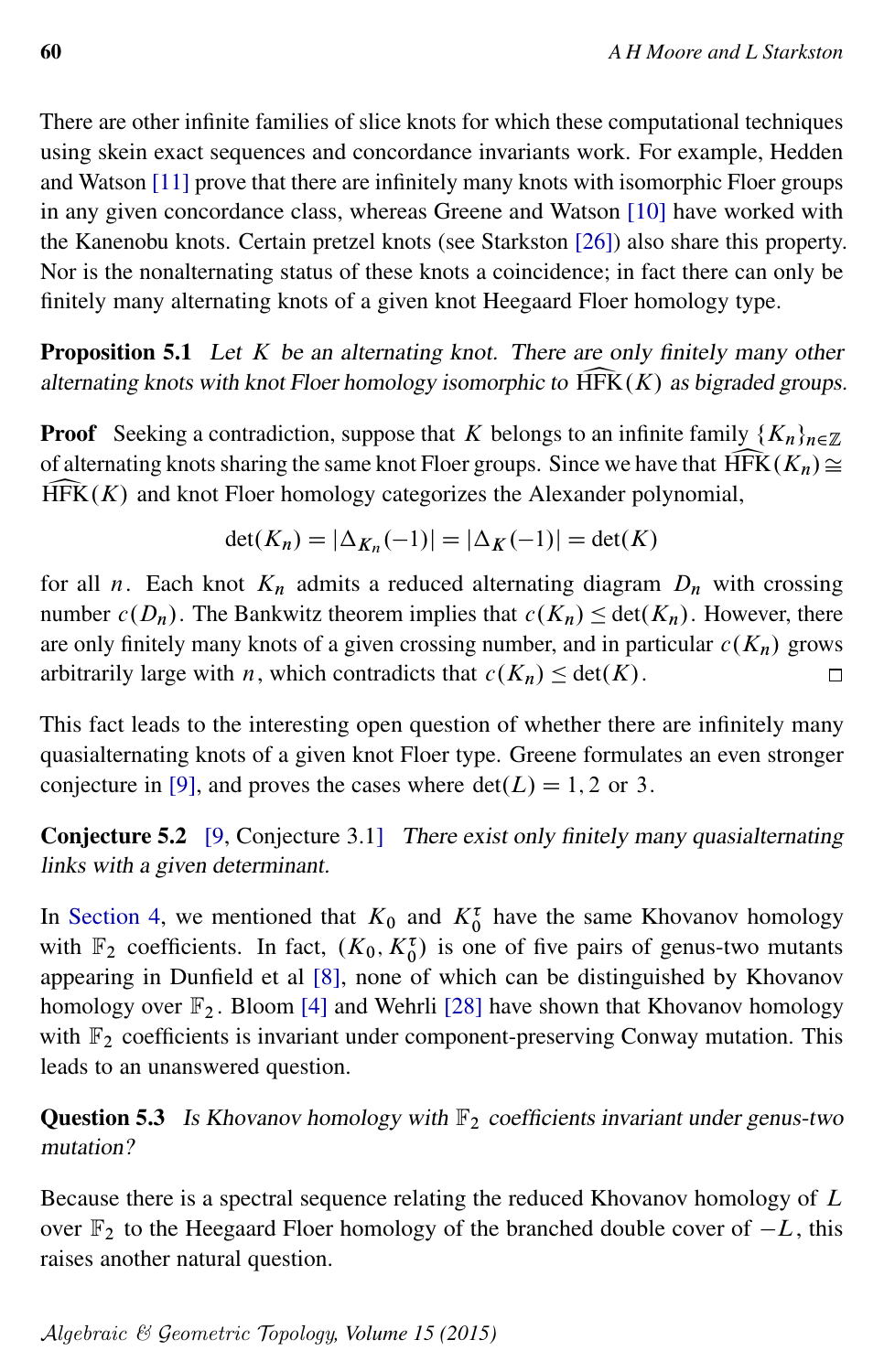There are other infinite families of slice knots for which these computational techniques using skein exact sequences and concordance invariants work. For example, Hedden and Watson [11] prove that there are infinitely many knots with isomorphic Floer groups in any given concordance class, whereas Greene and Watson [10] have worked with the Kanenobu knots. Certain pretzel knots (see Starkston [26]) also share this property. Nor is the nonalternating status of these knots a coincidence; in fact there can only be finitely many alternating knots of a given knot Heegaard Floer homology type.

**Proposition 5.1** *Let $K$ be an alternating knot. There are only finitely many other alternating knots with knot Floer homology isomorphic to $\widehat{\mathrm{HFK}}(K)$ as bigraded groups.*

**Proof** Seeking a contradiction, suppose that $K$ belongs to an infinite family $\{K_n\}_{n\in\mathbb{Z}}$ of alternating knots sharing the same knot Floer groups. Since we have that $\widehat{\mathrm{HFK}}(K_n) \cong \widehat{\mathrm{HFK}}(K)$ and knot Floer homology categorizes the Alexander polynomial,

$$\det(K_n) = |\Delta_{K_n}(-1)| = |\Delta_K(-1)| = \det(K)$$

for all $n$. Each knot $K_n$ admits a reduced alternating diagram $D_n$ with crossing number $c(D_n)$. The Bankwitz theorem implies that $c(K_n) \leq \det(K_n)$. However, there are only finitely many knots of a given crossing number, and in particular $c(K_n)$ grows arbitrarily large with $n$, which contradicts that $c(K_n) \leq \det(K)$. □

This fact leads to the interesting open question of whether there are infinitely many quasialternating knots of a given knot Floer type. Greene formulates an even stronger conjecture in [9], and proves the cases where $\det(L) = 1, 2$ or $3$.

**Conjecture 5.2** [9, Conjecture 3.1] *There exist only finitely many quasialternating links with a given determinant.*

In Section 4, we mentioned that $K_0$ and $K_0^\tau$ have the same Khovanov homology with $\mathbb{F}_2$ coefficients. In fact, $(K_0, K_0^\tau)$ is one of five pairs of genus-two mutants appearing in Dunfield et al [8], none of which can be distinguished by Khovanov homology over $\mathbb{F}_2$. Bloom [4] and Wehrli [28] have shown that Khovanov homology with $\mathbb{F}_2$ coefficients is invariant under component-preserving Conway mutation. This leads to an unanswered question.

**Question 5.3** *Is Khovanov homology with $\mathbb{F}_2$ coefficients invariant under genus-two mutation?*

Because there is a spectral sequence relating the reduced Khovanov homology of $L$ over $\mathbb{F}_2$ to the Heegaard Floer homology of the branched double cover of $-L$, this raises another natural question.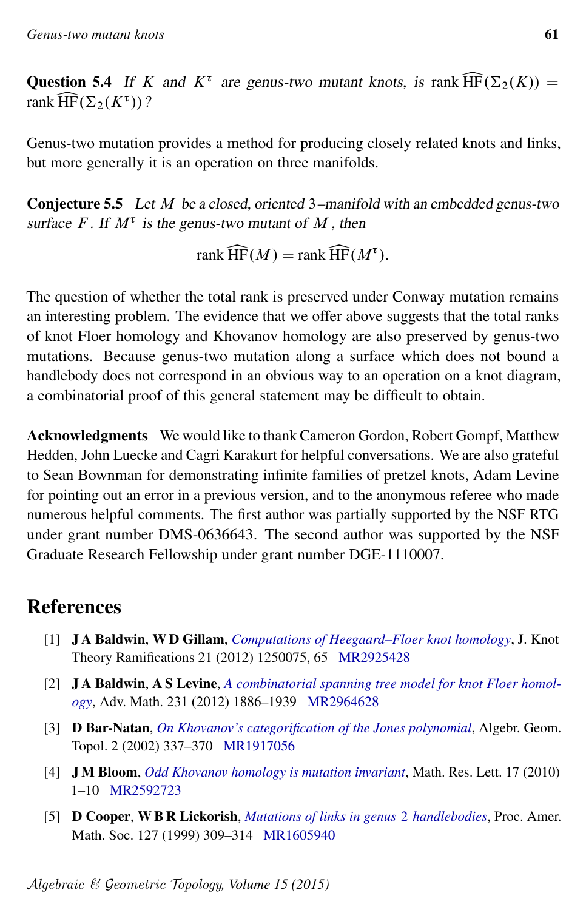**Question 5.4** *If $K$ and $K^\tau$ are genus-two mutant knots, is* rank $\widehat{\mathrm{HF}}(\Sigma_2(K)) =$ rank $\widehat{\mathrm{HF}}(\Sigma_2(K^\tau))$*?*

Genus-two mutation provides a method for producing closely related knots and links, but more generally it is an operation on three manifolds.

**Conjecture 5.5** *Let $M$ be a closed, oriented 3–manifold with an embedded genus-two surface $F$. If $M^\tau$ is the genus-two mutant of $M$, then*

$$\operatorname{rank} \widehat{\mathrm{HF}}(M) = \operatorname{rank} \widehat{\mathrm{HF}}(M^\tau).$$

The question of whether the total rank is preserved under Conway mutation remains an interesting problem. The evidence that we offer above suggests that the total ranks of knot Floer homology and Khovanov homology are also preserved by genus-two mutations. Because genus-two mutation along a surface which does not bound a handlebody does not correspond in an obvious way to an operation on a knot diagram, a combinatorial proof of this general statement may be difficult to obtain.

**Acknowledgments** We would like to thank Cameron Gordon, Robert Gompf, Matthew Hedden, John Luecke and Cagri Karakurt for helpful conversations. We are also grateful to Sean Bownman for demonstrating infinite families of pretzel knots, Adam Levine for pointing out an error in a previous version, and to the anonymous referee who made numerous helpful comments. The first author was partially supported by the NSF RTG under grant number DMS-0636643. The second author was supported by the NSF Graduate Research Fellowship under grant number DGE-1110007.

# References

[1] **J A Baldwin**, **W D Gillam**, *Computations of Heegaard–Floer knot homology*, J. Knot Theory Ramifications 21 (2012) 1250075, 65 MR2925428

[2] **J A Baldwin**, **A S Levine**, *A combinatorial spanning tree model for knot Floer homology*, Adv. Math. 231 (2012) 1886–1939 MR2964628

[3] **D Bar-Natan**, *On Khovanov's categorification of the Jones polynomial*, Algebr. Geom. Topol. 2 (2002) 337–370 MR1917056

[4] **J M Bloom**, *Odd Khovanov homology is mutation invariant*, Math. Res. Lett. 17 (2010) 1–10 MR2592723

[5] **D Cooper**, **W B R Lickorish**, *Mutations of links in genus 2 handlebodies*, Proc. Amer. Math. Soc. 127 (1999) 309–314 MR1605940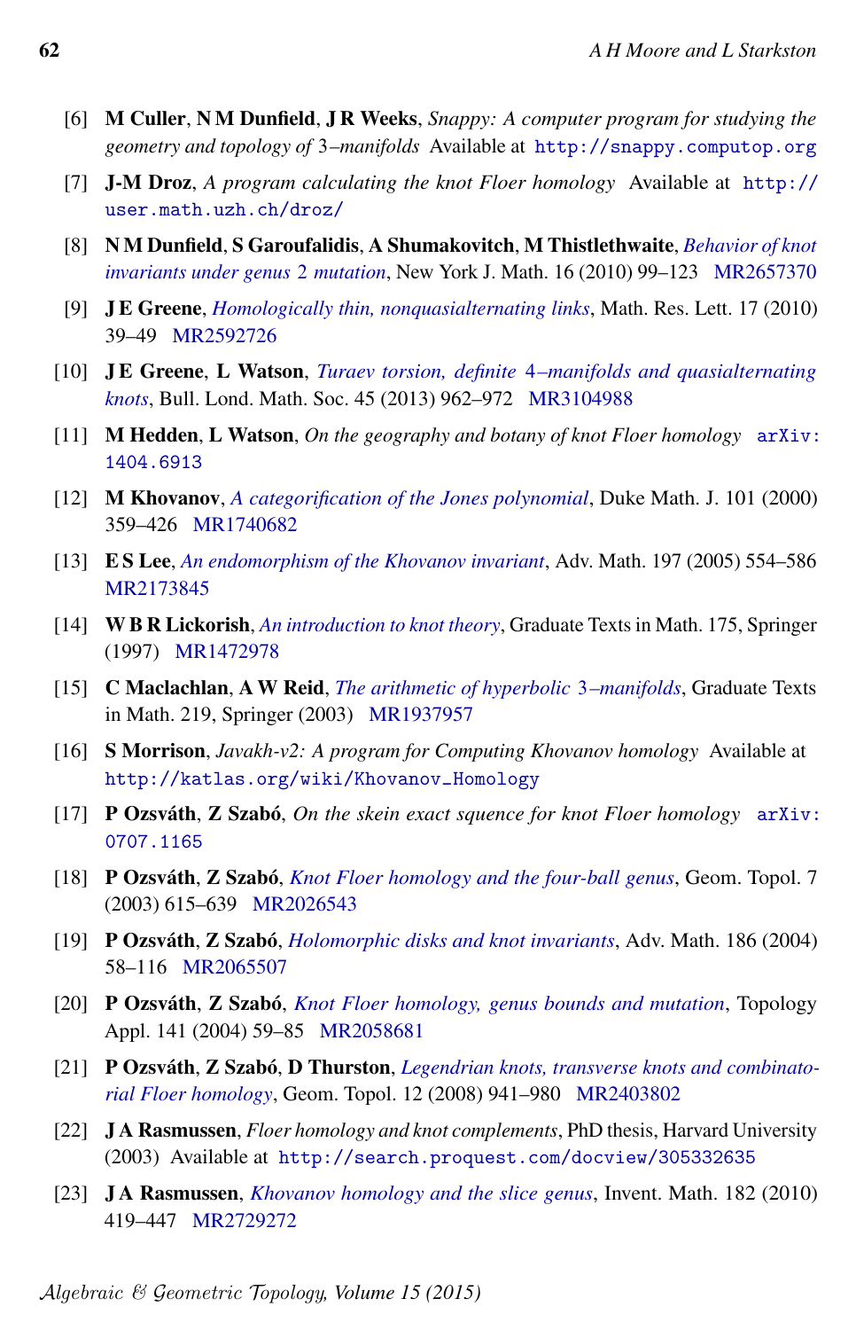[6] **M Culler**, **N M Dunfield**, **J R Weeks**, *Snappy: A computer program for studying the geometry and topology of 3–manifolds* Available at http://snappy.computop.org

[7] **J-M Droz**, *A program calculating the knot Floer homology* Available at http://user.math.uzh.ch/droz/

[8] **N M Dunfield**, **S Garoufalidis**, **A Shumakovitch**, **M Thistlethwaite**, *Behavior of knot invariants under genus 2 mutation*, New York J. Math. 16 (2010) 99–123 MR2657370

[9] **J E Greene**, *Homologically thin, nonquasialternating links*, Math. Res. Lett. 17 (2010) 39–49 MR2592726

[10] **J E Greene**, **L Watson**, *Turaev torsion, definite 4–manifolds and quasialternating knots*, Bull. Lond. Math. Soc. 45 (2013) 962–972 MR3104988

[11] **M Hedden**, **L Watson**, *On the geography and botany of knot Floer homology* arXiv:1404.6913

[12] **M Khovanov**, *A categorification of the Jones polynomial*, Duke Math. J. 101 (2000) 359–426 MR1740682

[13] **E S Lee**, *An endomorphism of the Khovanov invariant*, Adv. Math. 197 (2005) 554–586 MR2173845

[14] **W B R Lickorish**, *An introduction to knot theory*, Graduate Texts in Math. 175, Springer (1997) MR1472978

[15] **C Maclachlan**, **A W Reid**, *The arithmetic of hyperbolic 3–manifolds*, Graduate Texts in Math. 219, Springer (2003) MR1937957

[16] **S Morrison**, *Javakh-v2: A program for Computing Khovanov homology* Available at http://katlas.org/wiki/Khovanov_Homology

[17] **P Ozsváth**, **Z Szabó**, *On the skein exact squence for knot Floer homology* arXiv:0707.1165

[18] **P Ozsváth**, **Z Szabó**, *Knot Floer homology and the four-ball genus*, Geom. Topol. 7 (2003) 615–639 MR2026543

[19] **P Ozsváth**, **Z Szabó**, *Holomorphic disks and knot invariants*, Adv. Math. 186 (2004) 58–116 MR2065507

[20] **P Ozsváth**, **Z Szabó**, *Knot Floer homology, genus bounds and mutation*, Topology Appl. 141 (2004) 59–85 MR2058681

[21] **P Ozsváth**, **Z Szabó**, **D Thurston**, *Legendrian knots, transverse knots and combinatorial Floer homology*, Geom. Topol. 12 (2008) 941–980 MR2403802

[22] **J A Rasmussen**, *Floer homology and knot complements*, PhD thesis, Harvard University (2003) Available at http://search.proquest.com/docview/305332635

[23] **J A Rasmussen**, *Khovanov homology and the slice genus*, Invent. Math. 182 (2010) 419–447 MR2729272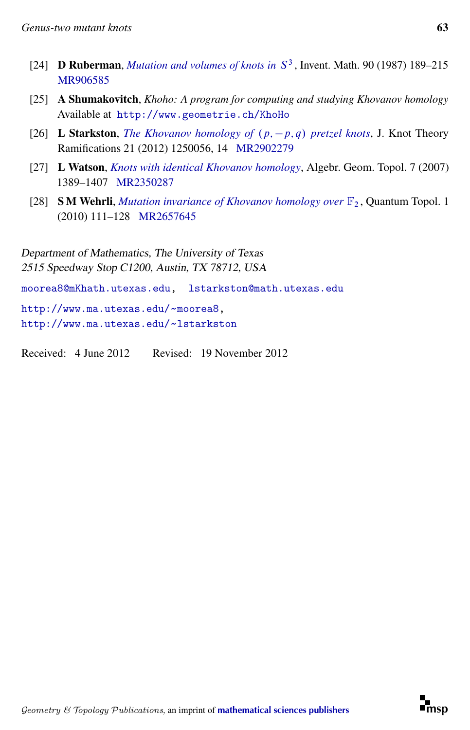[24] **D Ruberman**, *Mutation and volumes of knots in $S^3$*, Invent. Math. 90 (1987) 189–215 MR906585

[25] **A Shumakovitch**, *Khoho: A program for computing and studying Khovanov homology* Available at http://www.geometrie.ch/KhoHo

[26] **L Starkston**, *The Khovanov homology of $(p, -p, q)$ pretzel knots*, J. Knot Theory Ramifications 21 (2012) 1250056, 14 MR2902279

[27] **L Watson**, *Knots with identical Khovanov homology*, Algebr. Geom. Topol. 7 (2007) 1389–1407 MR2350287

[28] **S M Wehrli**, *Mutation invariance of Khovanov homology over $\mathbb{F}_2$*, Quantum Topol. 1 (2010) 111–128 MR2657645

*Department of Mathematics, The University of Texas*
*2515 Speedway Stop C1200, Austin, TX 78712, USA*

moorea8@mKhath.utexas.edu, lstarkston@math.utexas.edu

http://www.ma.utexas.edu/~moorea8,
http://www.ma.utexas.edu/~lstarkston

Received: 4 June 2012 Revised: 19 November 2012